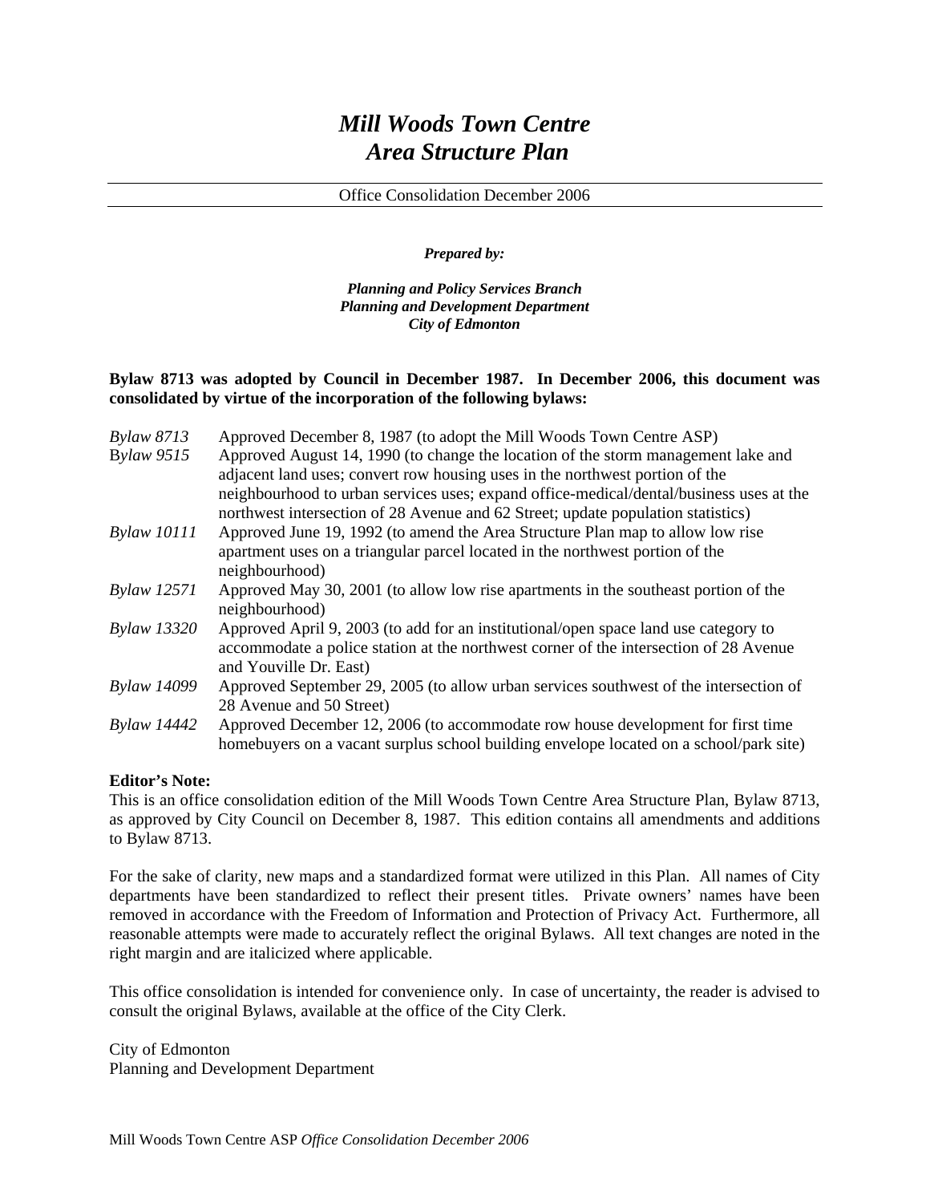# *Mill Woods Town Centre Area Structure Plan*

Office Consolidation December 2006

***Prepared by:***

***Planning and Policy Services Branch***
***Planning and Development Department***
***City of Edmonton***

**Bylaw 8713 was adopted by Council in December 1987. In December 2006, this document was consolidated by virtue of the incorporation of the following bylaws:**

| | |
|---|---|
| *Bylaw 8713* | Approved December 8, 1987 (to adopt the Mill Woods Town Centre ASP) |
| *Bylaw 9515* | Approved August 14, 1990 (to change the location of the storm management lake and adjacent land uses; convert row housing uses in the northwest portion of the neighbourhood to urban services uses; expand office-medical/dental/business uses at the northwest intersection of 28 Avenue and 62 Street; update population statistics) |
| *Bylaw 10111* | Approved June 19, 1992 (to amend the Area Structure Plan map to allow low rise apartment uses on a triangular parcel located in the northwest portion of the neighbourhood) |
| *Bylaw 12571* | Approved May 30, 2001 (to allow low rise apartments in the southeast portion of the neighbourhood) |
| *Bylaw 13320* | Approved April 9, 2003 (to add for an institutional/open space land use category to accommodate a police station at the northwest corner of the intersection of 28 Avenue and Youville Dr. East) |
| *Bylaw 14099* | Approved September 29, 2005 (to allow urban services southwest of the intersection of 28 Avenue and 50 Street) |
| *Bylaw 14442* | Approved December 12, 2006 (to accommodate row house development for first time homebuyers on a vacant surplus school building envelope located on a school/park site) |

**Editor's Note:**
This is an office consolidation edition of the Mill Woods Town Centre Area Structure Plan, Bylaw 8713, as approved by City Council on December 8, 1987. This edition contains all amendments and additions to Bylaw 8713.

For the sake of clarity, new maps and a standardized format were utilized in this Plan. All names of City departments have been standardized to reflect their present titles. Private owners' names have been removed in accordance with the Freedom of Information and Protection of Privacy Act. Furthermore, all reasonable attempts were made to accurately reflect the original Bylaws. All text changes are noted in the right margin and are italicized where applicable.

This office consolidation is intended for convenience only. In case of uncertainty, the reader is advised to consult the original Bylaws, available at the office of the City Clerk.

City of Edmonton
Planning and Development Department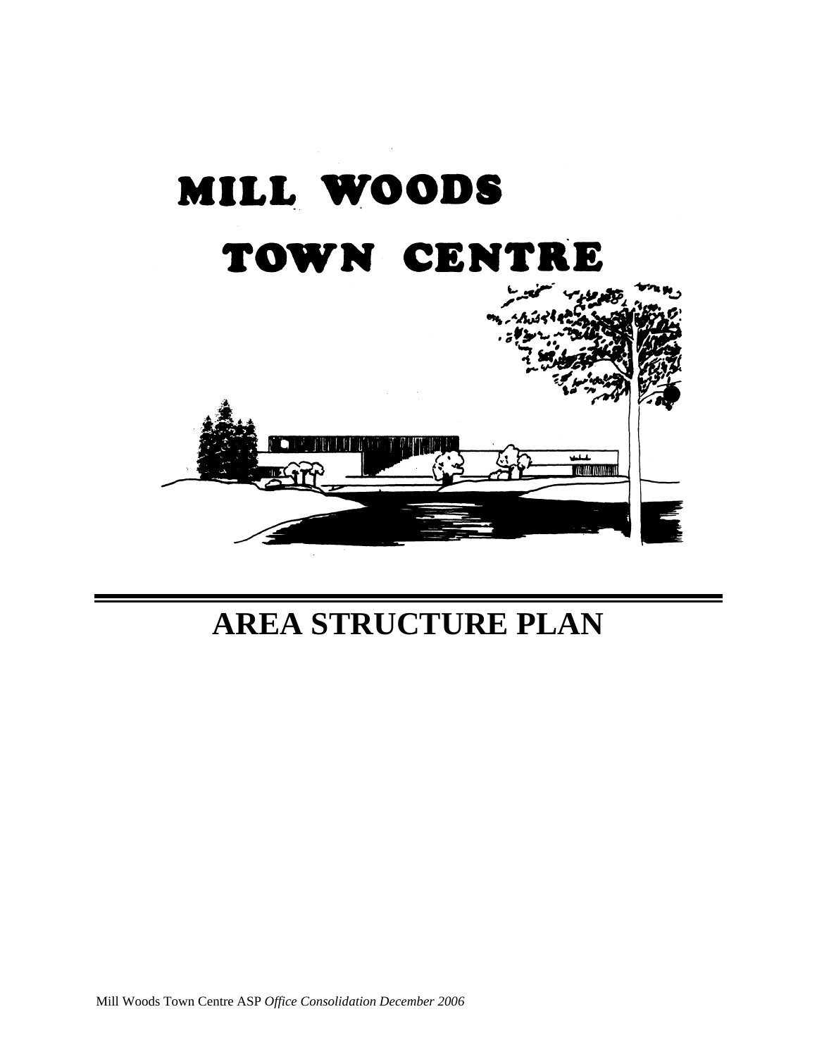# MILL WOODS TOWN CENTRE

# AREA STRUCTURE PLAN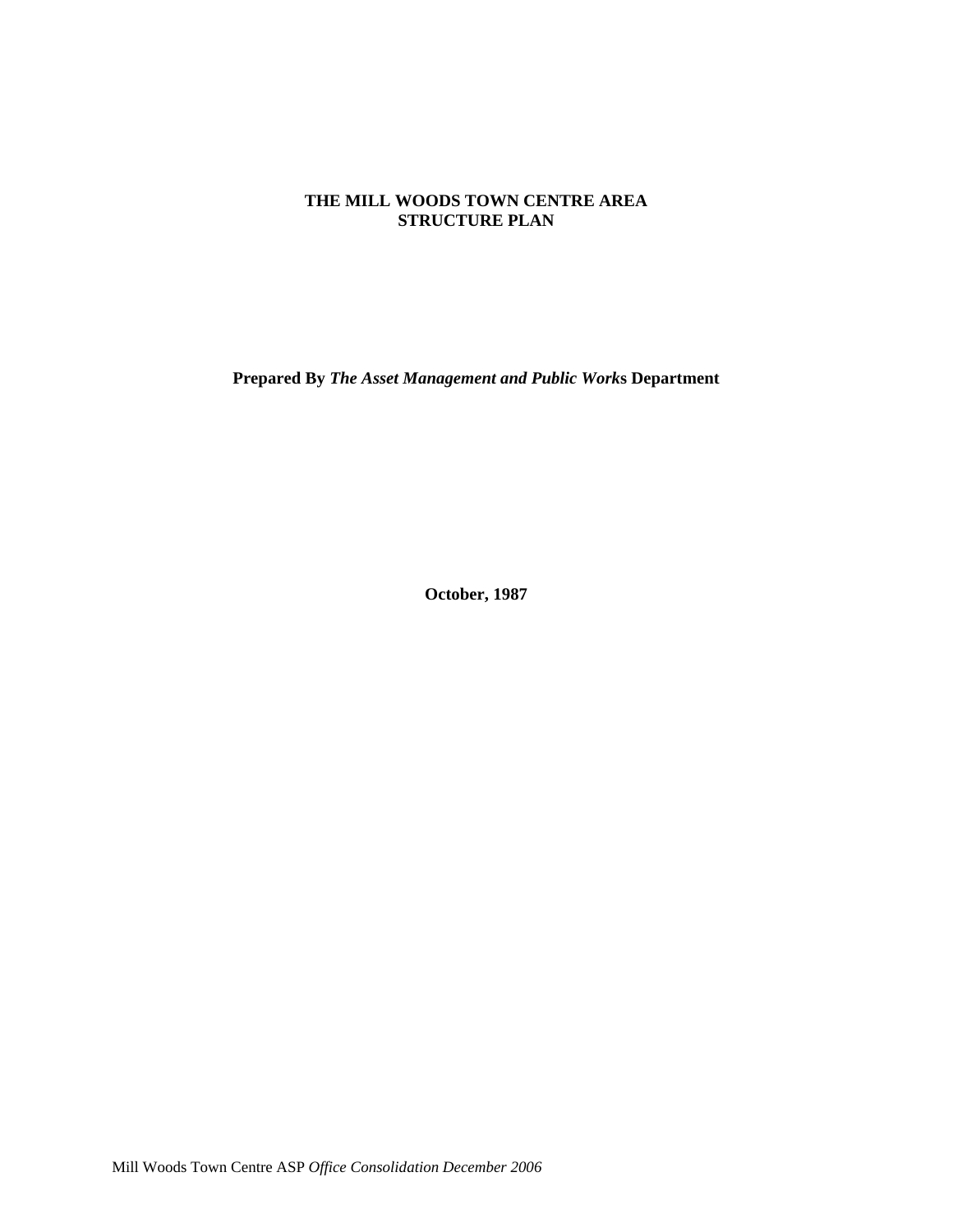# THE MILL WOODS TOWN CENTRE AREA STRUCTURE PLAN

**Prepared By *The Asset Management and Public Work*s Department**

**October, 1987**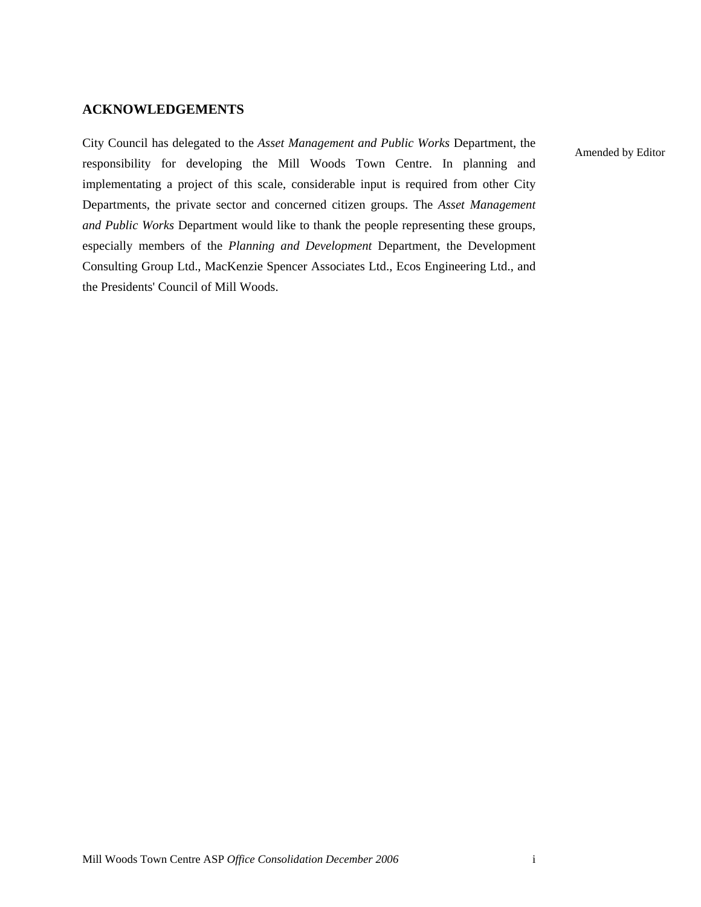## ACKNOWLEDGEMENTS

City Council has delegated to the *Asset Management and Public Works* Department, the responsibility for developing the Mill Woods Town Centre. In planning and implementating a project of this scale, considerable input is required from other City Departments, the private sector and concerned citizen groups. The *Asset Management and Public Works* Department would like to thank the people representing these groups, especially members of the *Planning and Development* Department, the Development Consulting Group Ltd., MacKenzie Spencer Associates Ltd., Ecos Engineering Ltd., and the Presidents' Council of Mill Woods.

Amended by Editor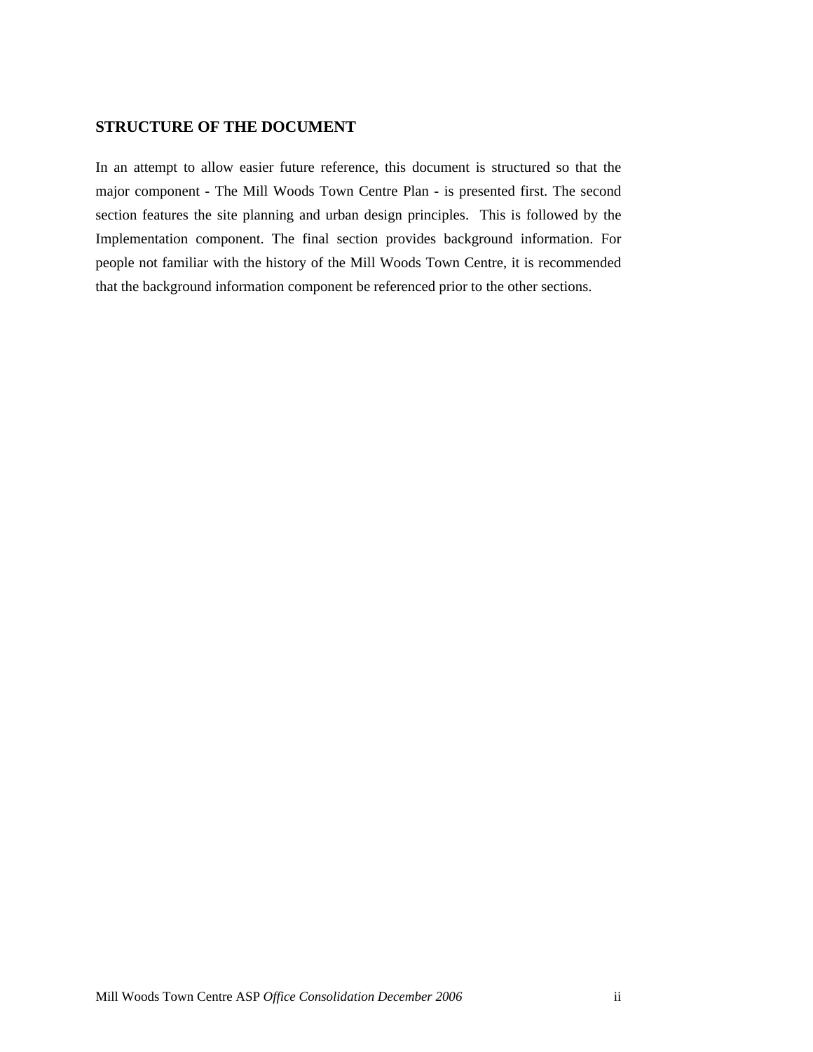## STRUCTURE OF THE DOCUMENT

In an attempt to allow easier future reference, this document is structured so that the major component - The Mill Woods Town Centre Plan - is presented first. The second section features the site planning and urban design principles. This is followed by the Implementation component. The final section provides background information. For people not familiar with the history of the Mill Woods Town Centre, it is recommended that the background information component be referenced prior to the other sections.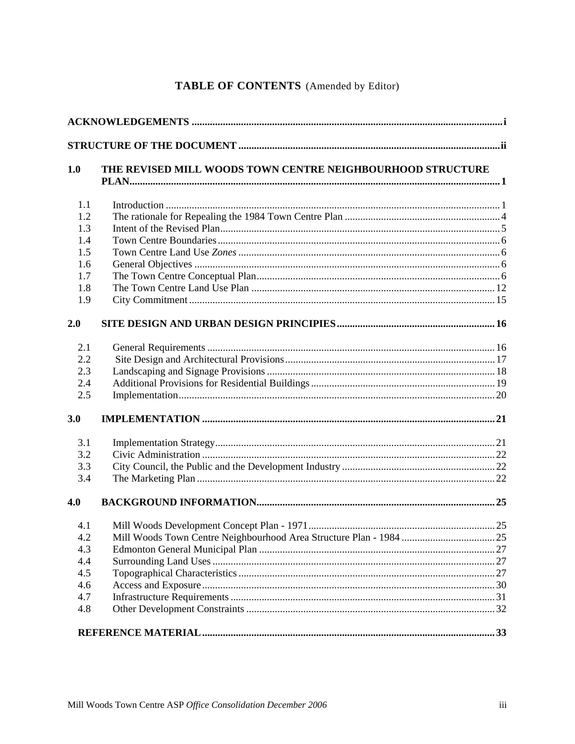# TABLE OF CONTENTS (Amended by Editor)

| | | |
|---|---|---|
| **ACKNOWLEDGEMENTS** | | **i** |
| **STRUCTURE OF THE DOCUMENT** | | **ii** |
| **1.0** | **THE REVISED MILL WOODS TOWN CENTRE NEIGHBOURHOOD STRUCTURE PLAN** | **1** |
| 1.1 | Introduction | 1 |
| 1.2 | The rationale for Repealing the 1984 Town Centre Plan | 4 |
| 1.3 | Intent of the Revised Plan | 5 |
| 1.4 | Town Centre Boundaries | 6 |
| 1.5 | Town Centre Land Use *Zones* | 6 |
| 1.6 | General Objectives | 6 |
| 1.7 | The Town Centre Conceptual Plan | 6 |
| 1.8 | The Town Centre Land Use Plan | 12 |
| 1.9 | City Commitment | 15 |
| **2.0** | **SITE DESIGN AND URBAN DESIGN PRINCIPLES** | **16** |
| 2.1 | General Requirements | 16 |
| 2.2 | Site Design and Architectural Provisions | 17 |
| 2.3 | Landscaping and Signage Provisions | 18 |
| 2.4 | Additional Provisions for Residential Buildings | 19 |
| 2.5 | Implementation | 20 |
| **3.0** | **IMPLEMENTATION** | **21** |
| 3.1 | Implementation Strategy | 21 |
| 3.2 | Civic Administration | 22 |
| 3.3 | City Council, the Public and the Development Industry | 22 |
| 3.4 | The Marketing Plan | 22 |
| **4.0** | **BACKGROUND INFORMATION** | **25** |
| 4.1 | Mill Woods Development Concept Plan - 1971 | 25 |
| 4.2 | Mill Woods Town Centre Neighbourhood Area Structure Plan - 1984 | 25 |
| 4.3 | Edmonton General Municipal Plan | 27 |
| 4.4 | Surrounding Land Uses | 27 |
| 4.5 | Topographical Characteristics | 27 |
| 4.6 | Access and Exposure | 30 |
| 4.7 | Infrastructure Requirements | 31 |
| 4.8 | Other Development Constraints | 32 |
| **REFERENCE MATERIAL** | | **33** |

Mill Woods Town Centre ASP *Office Consolidation December 2006*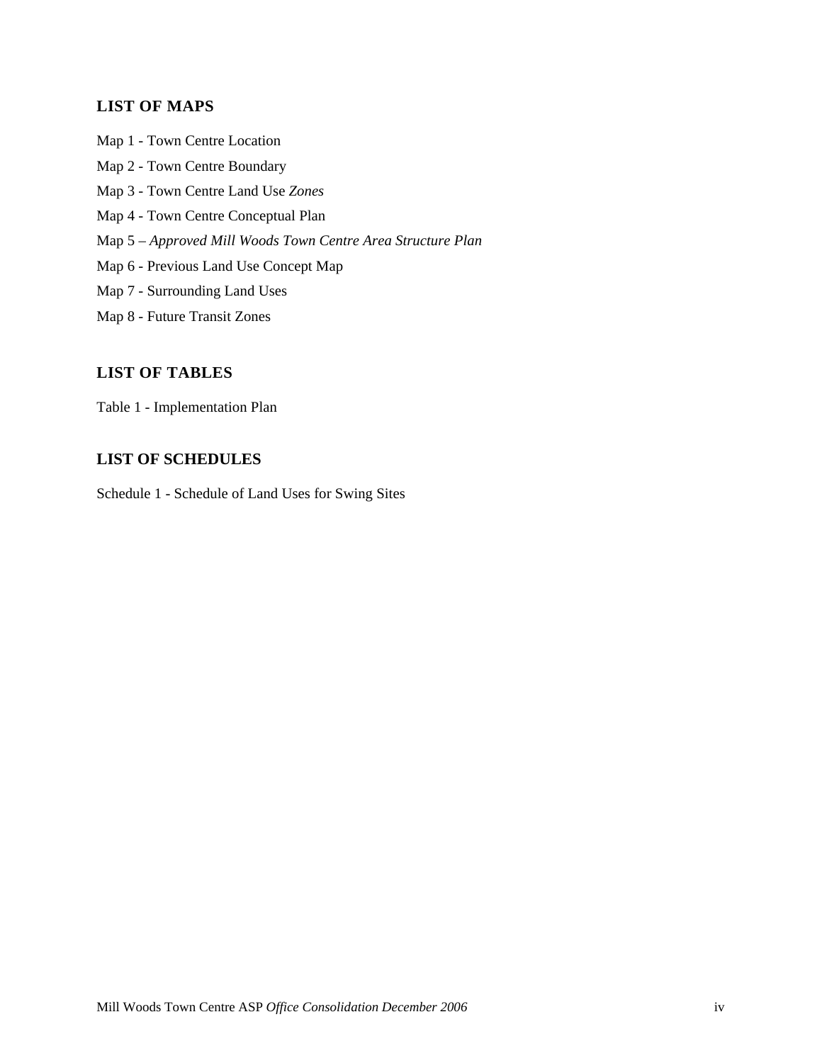## LIST OF MAPS

Map 1 - Town Centre Location

Map 2 - Town Centre Boundary

Map 3 - Town Centre Land Use *Zones*

Map 4 - Town Centre Conceptual Plan

Map 5 – *Approved Mill Woods Town Centre Area Structure Plan*

Map 6 - Previous Land Use Concept Map

Map 7 - Surrounding Land Uses

Map 8 - Future Transit Zones

## LIST OF TABLES

Table 1 - Implementation Plan

## LIST OF SCHEDULES

Schedule 1 - Schedule of Land Uses for Swing Sites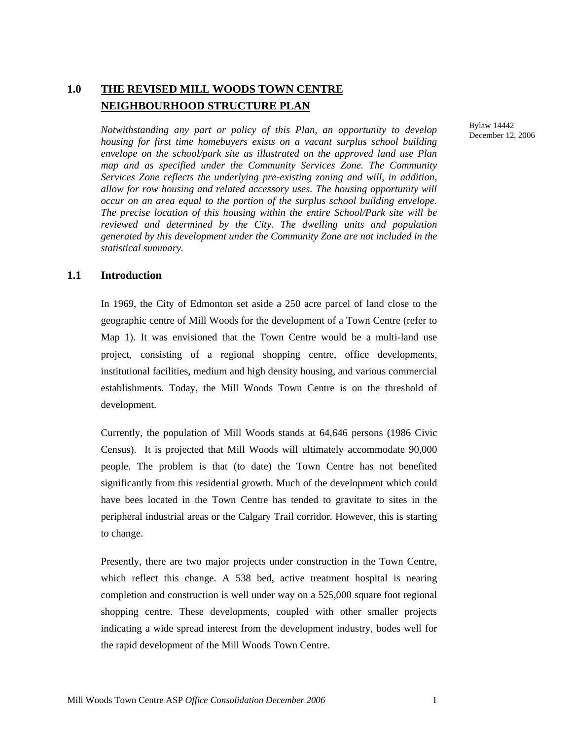# 1.0 THE REVISED MILL WOODS TOWN CENTRE NEIGHBOURHOOD STRUCTURE PLAN

Bylaw 14442
December 12, 2006

*Notwithstanding any part or policy of this Plan, an opportunity to develop housing for first time homebuyers exists on a vacant surplus school building envelope on the school/park site as illustrated on the approved land use Plan map and as specified under the Community Services Zone. The Community Services Zone reflects the underlying pre-existing zoning and will, in addition, allow for row housing and related accessory uses. The housing opportunity will occur on an area equal to the portion of the surplus school building envelope. The precise location of this housing within the entire School/Park site will be reviewed and determined by the City. The dwelling units and population generated by this development under the Community Zone are not included in the statistical summary.*

## 1.1 Introduction

In 1969, the City of Edmonton set aside a 250 acre parcel of land close to the geographic centre of Mill Woods for the development of a Town Centre (refer to Map 1). It was envisioned that the Town Centre would be a multi-land use project, consisting of a regional shopping centre, office developments, institutional facilities, medium and high density housing, and various commercial establishments. Today, the Mill Woods Town Centre is on the threshold of development.

Currently, the population of Mill Woods stands at 64,646 persons (1986 Civic Census). It is projected that Mill Woods will ultimately accommodate 90,000 people. The problem is that (to date) the Town Centre has not benefited significantly from this residential growth. Much of the development which could have bees located in the Town Centre has tended to gravitate to sites in the peripheral industrial areas or the Calgary Trail corridor. However, this is starting to change.

Presently, there are two major projects under construction in the Town Centre, which reflect this change. A 538 bed, active treatment hospital is nearing completion and construction is well under way on a 525,000 square foot regional shopping centre. These developments, coupled with other smaller projects indicating a wide spread interest from the development industry, bodes well for the rapid development of the Mill Woods Town Centre.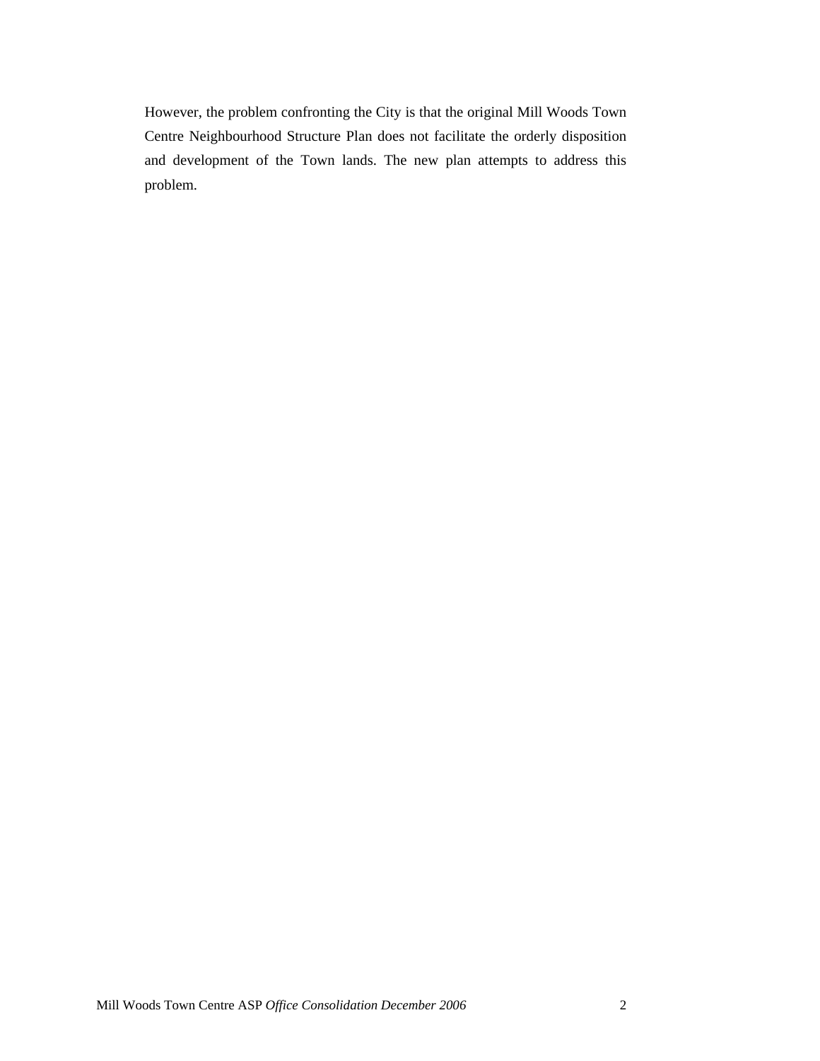However, the problem confronting the City is that the original Mill Woods Town Centre Neighbourhood Structure Plan does not facilitate the orderly disposition and development of the Town lands. The new plan attempts to address this problem.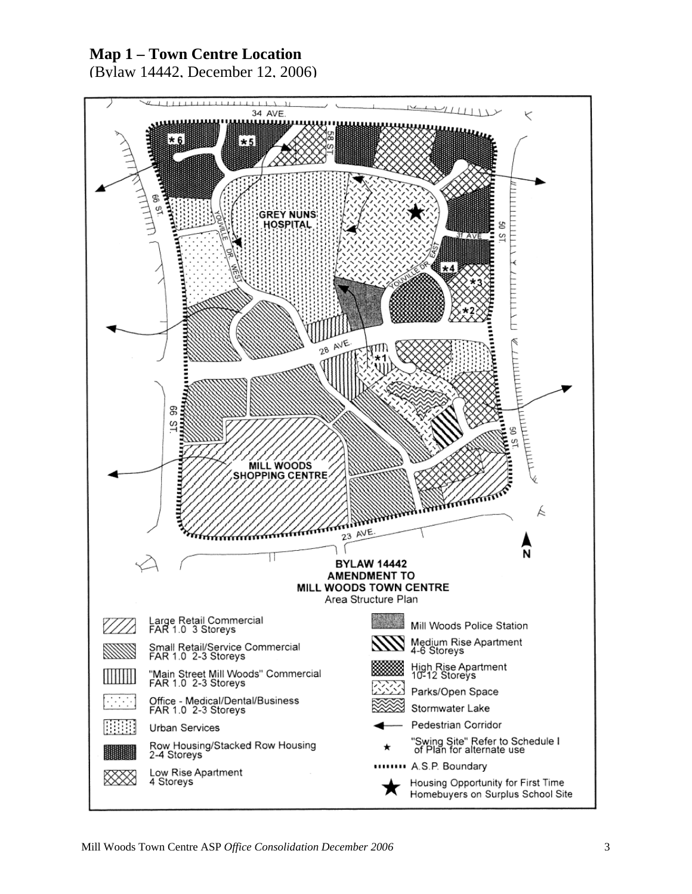## Map 1 – Town Centre Location

(Bylaw 14442, December 12, 2006)

34 AVE.

58 ST.

66 ST.

50 ST.

GREY NUNS HOSPITAL

YOUVILLE DR. WEST

YOUVILLE DR. EAST

31 AVE

28 AVE.

23 AVE.

MILL WOODS SHOPPING CENTRE

*1 *2 *3 *4 *5 *6

N

**BYLAW 14442**
**AMENDMENT TO**
**MILL WOODS TOWN CENTRE**
Area Structure Plan

Large Retail Commercial FAR 1.0 3 Storeys

Small Retail/Service Commercial FAR 1.0 2-3 Storeys

"Main Street Mill Woods" Commercial FAR 1.0 2-3 Storeys

Office - Medical/Dental/Business FAR 1.0 2-3 Storeys

Urban Services

Row Housing/Stacked Row Housing 2-4 Storeys

Low Rise Apartment 4 Storeys

Mill Woods Police Station

Medium Rise Apartment 4-6 Storeys

High Rise Apartment 10-12 Storeys

Parks/Open Space

Stormwater Lake

Pedestrian Corridor

"Swing Site" Refer to Schedule I of Plan for alternate use

A.S.P. Boundary

Housing Opportunity for First Time Homebuyers on Surplus School Site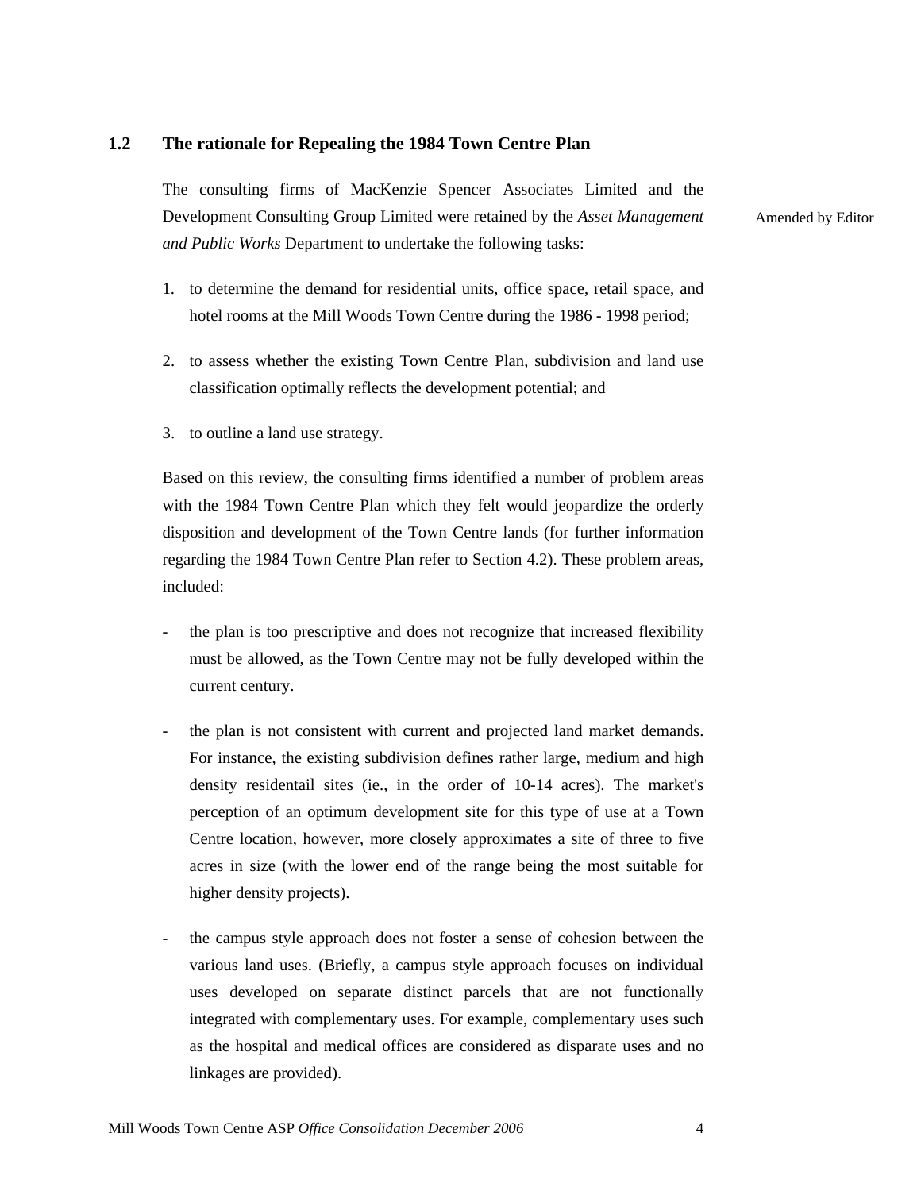## 1.2 The rationale for Repealing the 1984 Town Centre Plan

The consulting firms of MacKenzie Spencer Associates Limited and the Development Consulting Group Limited were retained by the *Asset Management and Public Works* Department to undertake the following tasks:

Amended by Editor

1. to determine the demand for residential units, office space, retail space, and hotel rooms at the Mill Woods Town Centre during the 1986 - 1998 period;

2. to assess whether the existing Town Centre Plan, subdivision and land use classification optimally reflects the development potential; and

3. to outline a land use strategy.

Based on this review, the consulting firms identified a number of problem areas with the 1984 Town Centre Plan which they felt would jeopardize the orderly disposition and development of the Town Centre lands (for further information regarding the 1984 Town Centre Plan refer to Section 4.2). These problem areas, included:

- the plan is too prescriptive and does not recognize that increased flexibility must be allowed, as the Town Centre may not be fully developed within the current century.

- the plan is not consistent with current and projected land market demands. For instance, the existing subdivision defines rather large, medium and high density residentail sites (ie., in the order of 10-14 acres). The market's perception of an optimum development site for this type of use at a Town Centre location, however, more closely approximates a site of three to five acres in size (with the lower end of the range being the most suitable for higher density projects).

- the campus style approach does not foster a sense of cohesion between the various land uses. (Briefly, a campus style approach focuses on individual uses developed on separate distinct parcels that are not functionally integrated with complementary uses. For example, complementary uses such as the hospital and medical offices are considered as disparate uses and no linkages are provided).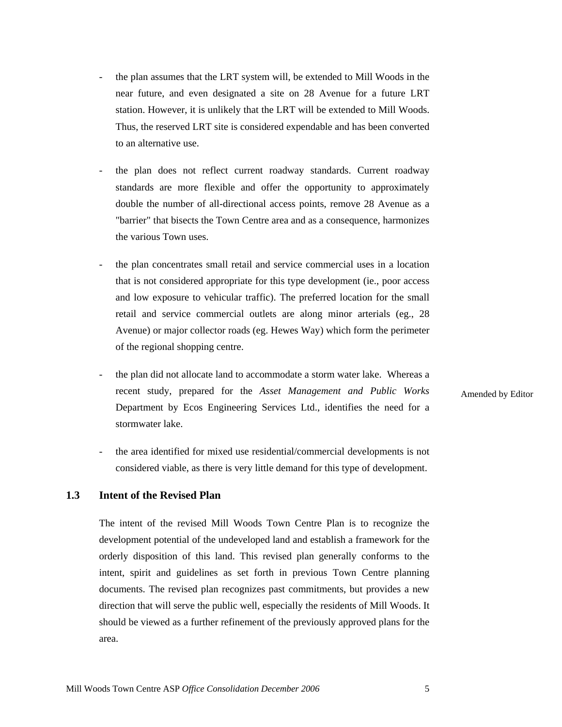- the plan assumes that the LRT system will, be extended to Mill Woods in the near future, and even designated a site on 28 Avenue for a future LRT station. However, it is unlikely that the LRT will be extended to Mill Woods. Thus, the reserved LRT site is considered expendable and has been converted to an alternative use.

- the plan does not reflect current roadway standards. Current roadway standards are more flexible and offer the opportunity to approximately double the number of all-directional access points, remove 28 Avenue as a "barrier" that bisects the Town Centre area and as a consequence, harmonizes the various Town uses.

- the plan concentrates small retail and service commercial uses in a location that is not considered appropriate for this type development (ie., poor access and low exposure to vehicular traffic). The preferred location for the small retail and service commercial outlets are along minor arterials (eg., 28 Avenue) or major collector roads (eg. Hewes Way) which form the perimeter of the regional shopping centre.

- the plan did not allocate land to accommodate a storm water lake. Whereas a recent study, prepared for the *Asset Management and Public Works* Department by Ecos Engineering Services Ltd., identifies the need for a stormwater lake.

  Amended by Editor

- the area identified for mixed use residential/commercial developments is not considered viable, as there is very little demand for this type of development.

### 1.3 Intent of the Revised Plan

The intent of the revised Mill Woods Town Centre Plan is to recognize the development potential of the undeveloped land and establish a framework for the orderly disposition of this land. This revised plan generally conforms to the intent, spirit and guidelines as set forth in previous Town Centre planning documents. The revised plan recognizes past commitments, but provides a new direction that will serve the public well, especially the residents of Mill Woods. It should be viewed as a further refinement of the previously approved plans for the area.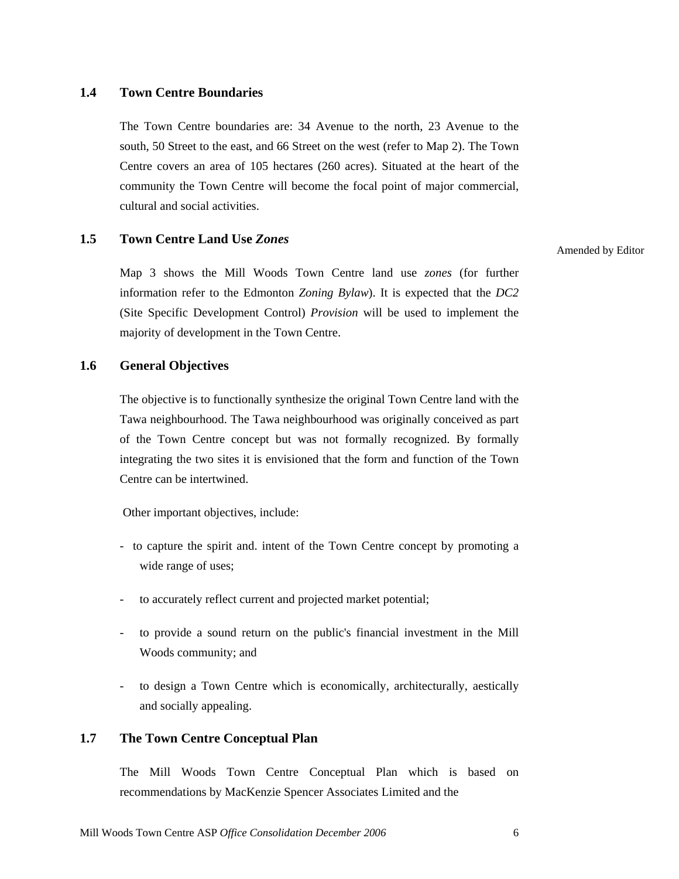## 1.4 Town Centre Boundaries

The Town Centre boundaries are: 34 Avenue to the north, 23 Avenue to the south, 50 Street to the east, and 66 Street on the west (refer to Map 2). The Town Centre covers an area of 105 hectares (260 acres). Situated at the heart of the community the Town Centre will become the focal point of major commercial, cultural and social activities.

## 1.5 Town Centre Land Use *Zones*

Amended by Editor

Map 3 shows the Mill Woods Town Centre land use *zones* (for further information refer to the Edmonton *Zoning Bylaw*). It is expected that the *DC2* (Site Specific Development Control) *Provision* will be used to implement the majority of development in the Town Centre.

## 1.6 General Objectives

The objective is to functionally synthesize the original Town Centre land with the Tawa neighbourhood. The Tawa neighbourhood was originally conceived as part of the Town Centre concept but was not formally recognized. By formally integrating the two sites it is envisioned that the form and function of the Town Centre can be intertwined.

Other important objectives, include:

- to capture the spirit and. intent of the Town Centre concept by promoting a wide range of uses;
- to accurately reflect current and projected market potential;
- to provide a sound return on the public's financial investment in the Mill Woods community; and
- to design a Town Centre which is economically, architecturally, aestically and socially appealing.

## 1.7 The Town Centre Conceptual Plan

The Mill Woods Town Centre Conceptual Plan which is based on recommendations by MacKenzie Spencer Associates Limited and the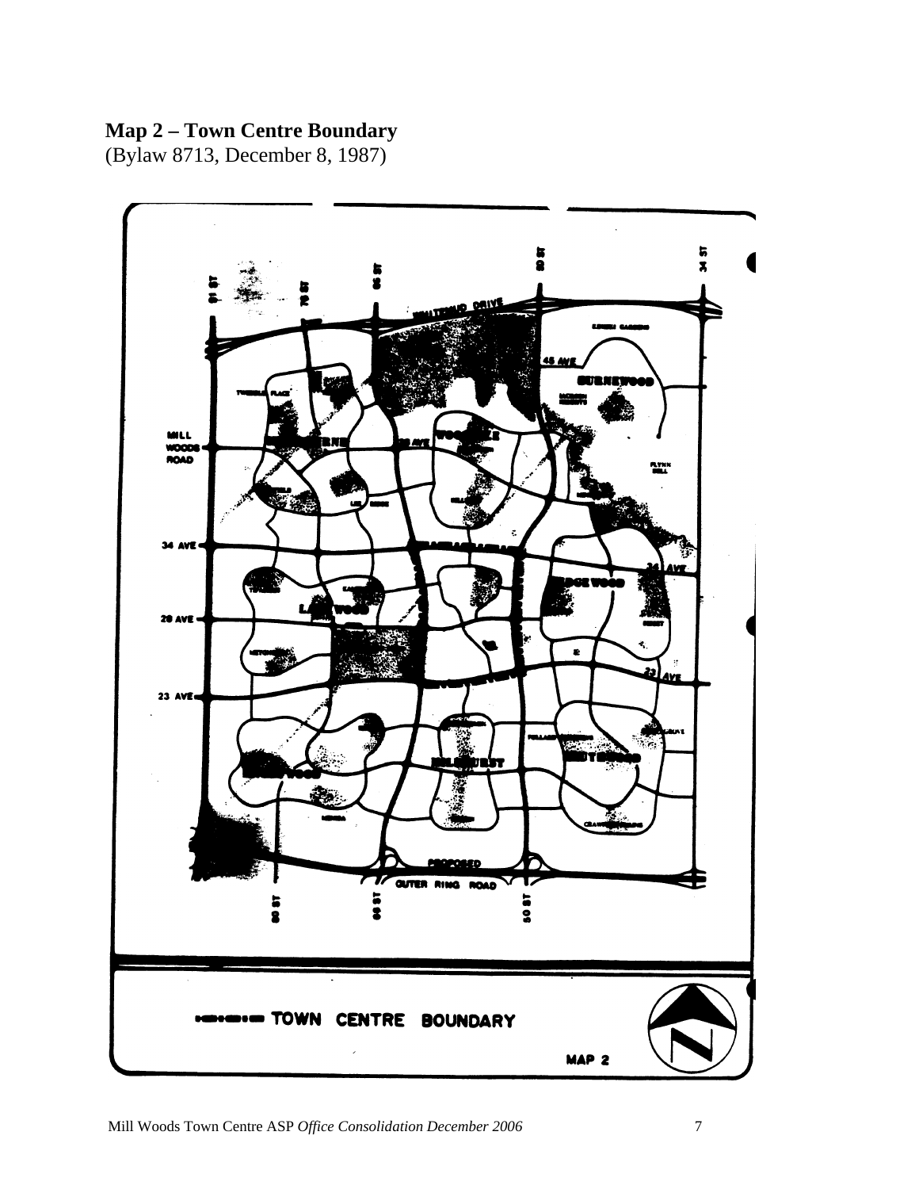**Map 2 – Town Centre Boundary**
(Bylaw 8713, December 8, 1987)

91 ST
76 ST
66 ST
50 ST
34 ST
WHITEMUD DRIVE
45 AVE
BURNEWOOD
MILL WOODS ROAD
38 AVE
34 AVE
34 AVE
28 AVE
23 AVE
23 AVE
LAKEWOOD
RIDGEWOOD
MILLHURST
KNOTTWOOD
PROPOSED
OUTER RING ROAD
80 ST
66 ST
50 ST

TOWN CENTRE BOUNDARY

MAP 2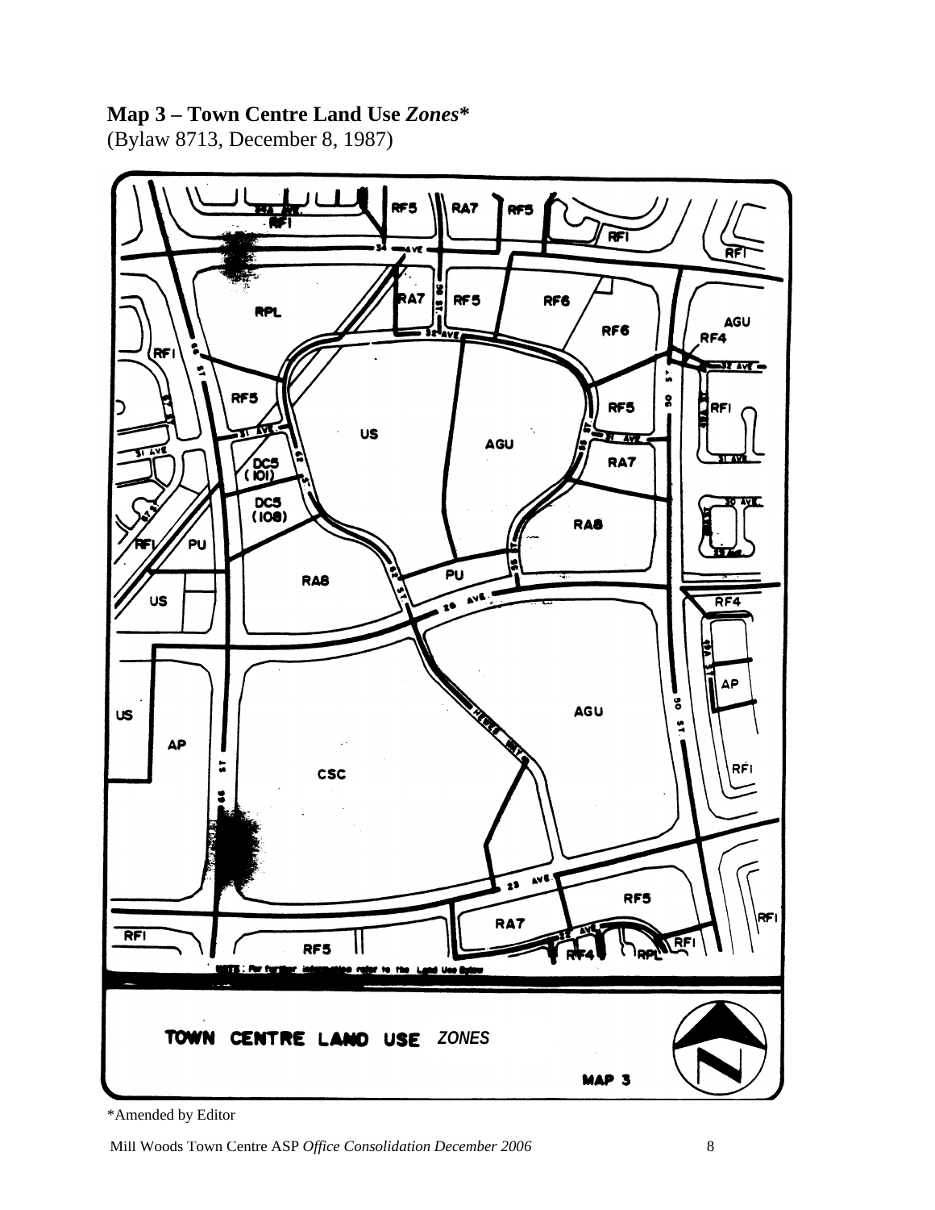# Map 3 – Town Centre Land Use *Zones**

(Bylaw 8713, December 8, 1987)

34 AVE
32 AVE
31 AVE
30 AVE
29 AVE
28 AVE
23 AVE
22 AVE
66 ST
58 ST
50 ST
49A ST
HEWES WAY

RF5
RA7
RF5
RF1
RF1
RPL
RA7
RF5
RF6
RF6
AGU
RF4
RF1
RF5
RF5
RF1
US
AGU
DC5 (101)
DC5 (108)
RA7
RA8
RF1
PU
PU
RA8
US
RF4
AP
US
AGU
AP
CSC
RF1
RF5
RA7
RF1
RF1
RF5
RF4
RPL
RF1

NOTE: For further information refer to the Land Use Bylaw

TOWN CENTRE LAND USE *ZONES*

MAP 3

*Amended by Editor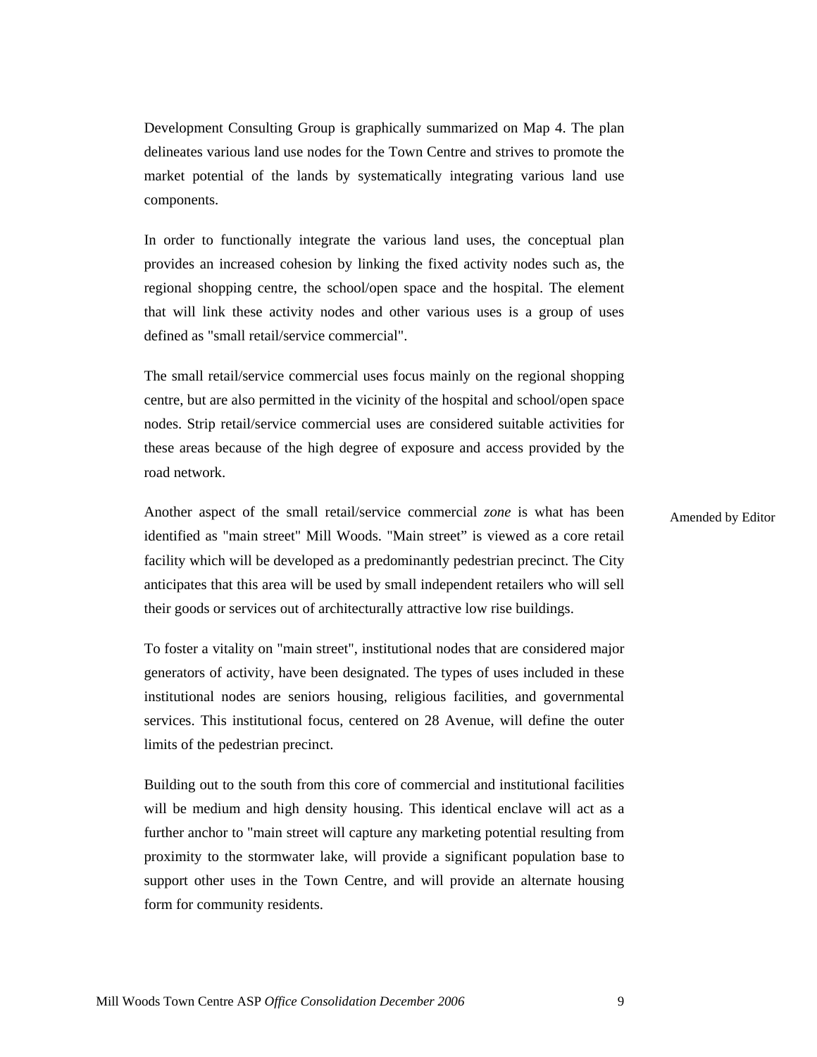Development Consulting Group is graphically summarized on Map 4. The plan delineates various land use nodes for the Town Centre and strives to promote the market potential of the lands by systematically integrating various land use components.

In order to functionally integrate the various land uses, the conceptual plan provides an increased cohesion by linking the fixed activity nodes such as, the regional shopping centre, the school/open space and the hospital. The element that will link these activity nodes and other various uses is a group of uses defined as "small retail/service commercial".

The small retail/service commercial uses focus mainly on the regional shopping centre, but are also permitted in the vicinity of the hospital and school/open space nodes. Strip retail/service commercial uses are considered suitable activities for these areas because of the high degree of exposure and access provided by the road network.

Another aspect of the small retail/service commercial *zone* is what has been identified as "main street" Mill Woods. "Main street" is viewed as a core retail facility which will be developed as a predominantly pedestrian precinct. The City anticipates that this area will be used by small independent retailers who will sell their goods or services out of architecturally attractive low rise buildings.

Amended by Editor

To foster a vitality on "main street", institutional nodes that are considered major generators of activity, have been designated. The types of uses included in these institutional nodes are seniors housing, religious facilities, and governmental services. This institutional focus, centered on 28 Avenue, will define the outer limits of the pedestrian precinct.

Building out to the south from this core of commercial and institutional facilities will be medium and high density housing. This identical enclave will act as a further anchor to "main street will capture any marketing potential resulting from proximity to the stormwater lake, will provide a significant population base to support other uses in the Town Centre, and will provide an alternate housing form for community residents.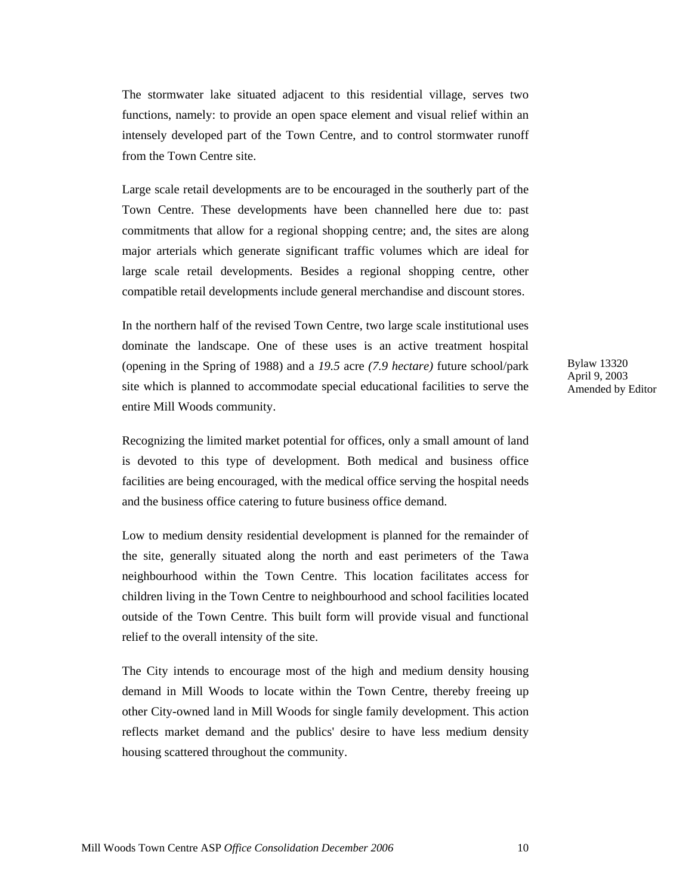The stormwater lake situated adjacent to this residential village, serves two functions, namely: to provide an open space element and visual relief within an intensely developed part of the Town Centre, and to control stormwater runoff from the Town Centre site.

Large scale retail developments are to be encouraged in the southerly part of the Town Centre. These developments have been channelled here due to: past commitments that allow for a regional shopping centre; and, the sites are along major arterials which generate significant traffic volumes which are ideal for large scale retail developments. Besides a regional shopping centre, other compatible retail developments include general merchandise and discount stores.

In the northern half of the revised Town Centre, two large scale institutional uses dominate the landscape. One of these uses is an active treatment hospital (opening in the Spring of 1988) and a *19.5* acre *(7.9 hectare)* future school/park site which is planned to accommodate special educational facilities to serve the entire Mill Woods community.

Bylaw 13320
April 9, 2003
Amended by Editor

Recognizing the limited market potential for offices, only a small amount of land is devoted to this type of development. Both medical and business office facilities are being encouraged, with the medical office serving the hospital needs and the business office catering to future business office demand.

Low to medium density residential development is planned for the remainder of the site, generally situated along the north and east perimeters of the Tawa neighbourhood within the Town Centre. This location facilitates access for children living in the Town Centre to neighbourhood and school facilities located outside of the Town Centre. This built form will provide visual and functional relief to the overall intensity of the site.

The City intends to encourage most of the high and medium density housing demand in Mill Woods to locate within the Town Centre, thereby freeing up other City-owned land in Mill Woods for single family development. This action reflects market demand and the publics' desire to have less medium density housing scattered throughout the community.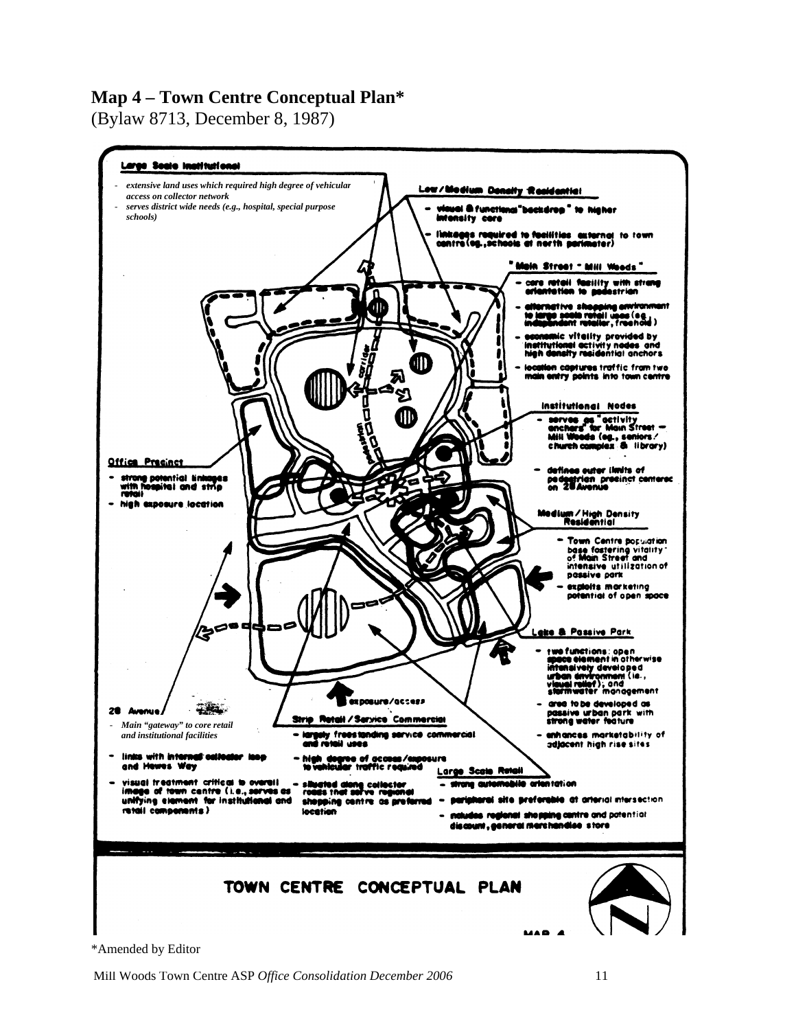## Map 4 – Town Centre Conceptual Plan*
(Bylaw 8713, December 8, 1987)

**Large Scale Institutional**

- *extensive land uses which required high degree of vehicular access on collector network*
- *serves district wide needs (e.g., hospital, special purpose schools)*

**Low/Medium Density Residential**

- visual & functional "backdrop" to higher intensity core
- linkages required to facilities external to town centre (eg., schools at north perimeter)

**"Main Street - Mill Woods"**

- core retail facility with strong orientation to pedestrian
- alternative shopping environment to large scale retail uses (eg., independent retailer, freehold)
- economic vitality provided by institutional activity nodes and high density residential anchors
- location captures traffic from two main entry points into town centre

**Institutional Nodes**

- serves as "activity anchors" for Main Street – Mill Woods (eg., seniors / church complex & library)
- defines outer limits of pedestrian precinct centered on 28 Avenue

**Office Precinct**

- strong potential linkages with hospital and strip retail
- high exposure location

**Medium / High Density Residential**

- Town Centre population base fostering vitality of Main Street and intensive utilization of passive park
- exploits marketing potential of open space

**Lake & Passive Park**

- two functions: open space element in otherwise intensively developed urban environment (ie., visual relief); and stormwater management
- area to be developed as passive urban park with strong water feature
- enhances marketability of adjacent high rise sites

corridor

pedestrian

exposure/access

**28 Avenue**

- *Main "gateway" to core retail and institutional facilities*
- links with internal collector loop and Hewes Way
- visual treatment critical to overall image of town centre (i.e., serves as unifying element for institutional and retail components)

**Strip Retail / Service Commercial**

- largely freestanding service commercial and retail uses
- high degree of access/exposure to vehicular traffic required
- situated along collector roads that serve regional shopping centre as preferred location

**Large Scale Retail**

- strong automobile orientation
- peripheral site preferable at arterial intersection
- includes regional shopping centre and potential discount, general merchandise store

TOWN CENTRE CONCEPTUAL PLAN

MAP 4

N

*Amended by Editor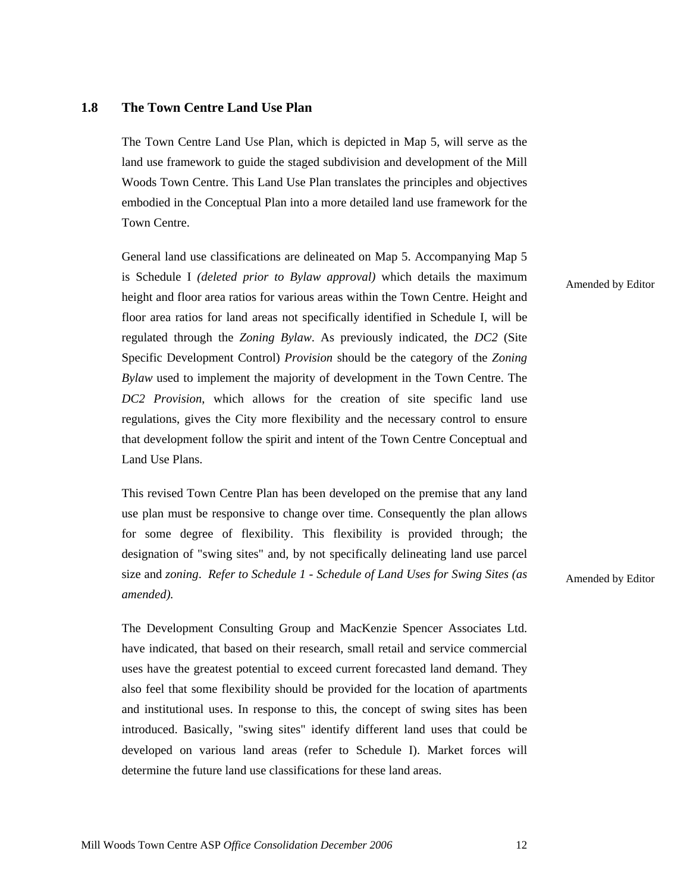## 1.8 The Town Centre Land Use Plan

The Town Centre Land Use Plan, which is depicted in Map 5, will serve as the land use framework to guide the staged subdivision and development of the Mill Woods Town Centre. This Land Use Plan translates the principles and objectives embodied in the Conceptual Plan into a more detailed land use framework for the Town Centre.

General land use classifications are delineated on Map 5. Accompanying Map 5 is Schedule I *(deleted prior to Bylaw approval)* which details the maximum height and floor area ratios for various areas within the Town Centre. Height and floor area ratios for land areas not specifically identified in Schedule I, will be regulated through the *Zoning Bylaw*. As previously indicated, the *DC2* (Site Specific Development Control) *Provision* should be the category of the *Zoning Bylaw* used to implement the majority of development in the Town Centre. The *DC2 Provision*, which allows for the creation of site specific land use regulations, gives the City more flexibility and the necessary control to ensure that development follow the spirit and intent of the Town Centre Conceptual and Land Use Plans.

Amended by Editor

This revised Town Centre Plan has been developed on the premise that any land use plan must be responsive to change over time. Consequently the plan allows for some degree of flexibility. This flexibility is provided through; the designation of "swing sites" and, by not specifically delineating land use parcel size and *zoning*. *Refer to Schedule 1 - Schedule of Land Uses for Swing Sites (as amended).*

Amended by Editor

The Development Consulting Group and MacKenzie Spencer Associates Ltd. have indicated, that based on their research, small retail and service commercial uses have the greatest potential to exceed current forecasted land demand. They also feel that some flexibility should be provided for the location of apartments and institutional uses. In response to this, the concept of swing sites has been introduced. Basically, "swing sites" identify different land uses that could be developed on various land areas (refer to Schedule I). Market forces will determine the future land use classifications for these land areas.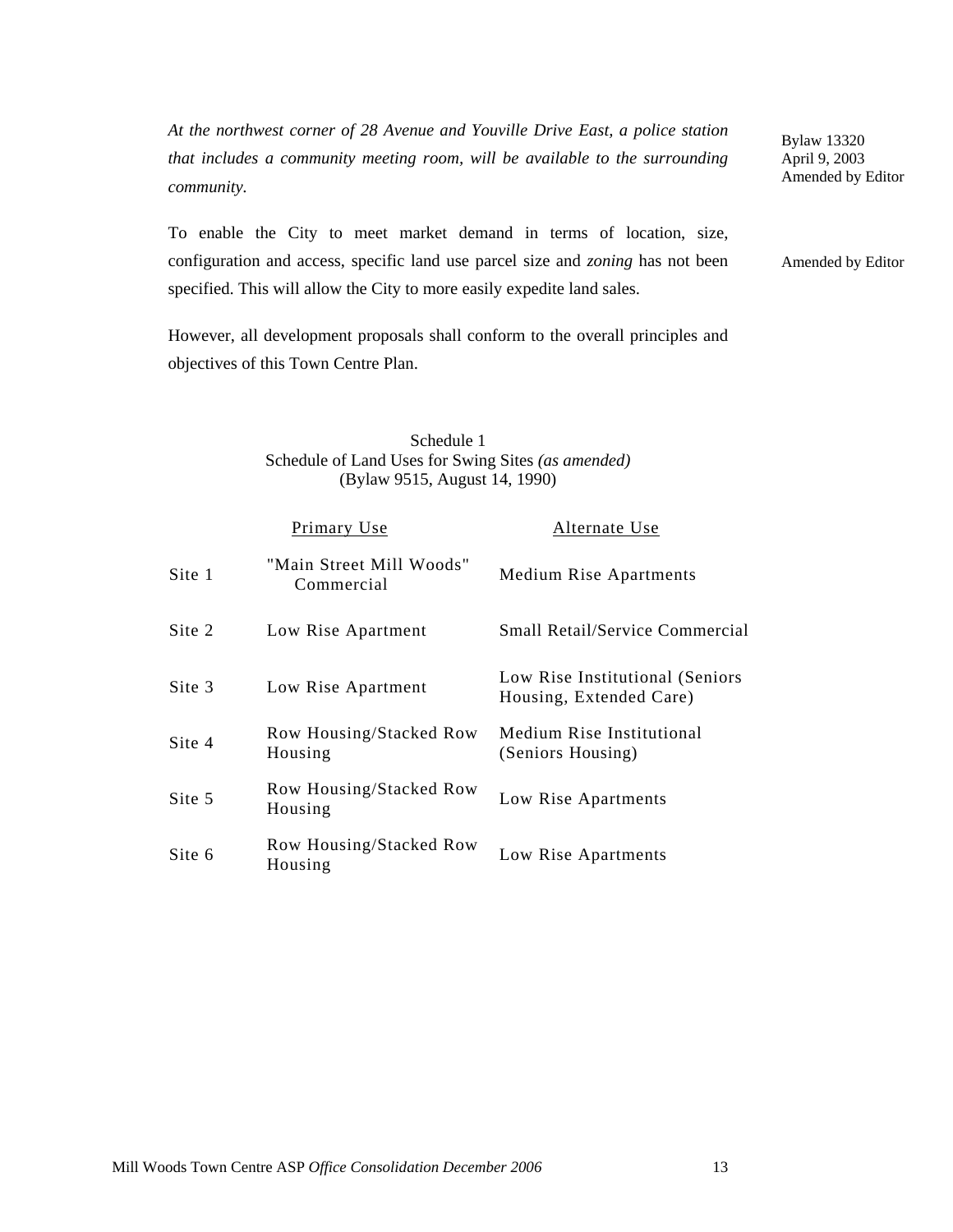*At the northwest corner of 28 Avenue and Youville Drive East, a police station that includes a community meeting room, will be available to the surrounding community.*

Bylaw 13320
April 9, 2003
Amended by Editor

To enable the City to meet market demand in terms of location, size, configuration and access, specific land use parcel size and *zoning* has not been specified. This will allow the City to more easily expedite land sales.

Amended by Editor

However, all development proposals shall conform to the overall principles and objectives of this Town Centre Plan.

Schedule 1
Schedule of Land Uses for Swing Sites *(as amended)*
(Bylaw 9515, August 14, 1990)

| | Primary Use | Alternate Use |
|---|---|---|
| Site 1 | "Main Street Mill Woods" Commercial | Medium Rise Apartments |
| Site 2 | Low Rise Apartment | Small Retail/Service Commercial |
| Site 3 | Low Rise Apartment | Low Rise Institutional (Seniors Housing, Extended Care) |
| Site 4 | Row Housing/Stacked Row Housing | Medium Rise Institutional (Seniors Housing) |
| Site 5 | Row Housing/Stacked Row Housing | Low Rise Apartments |
| Site 6 | Row Housing/Stacked Row Housing | Low Rise Apartments |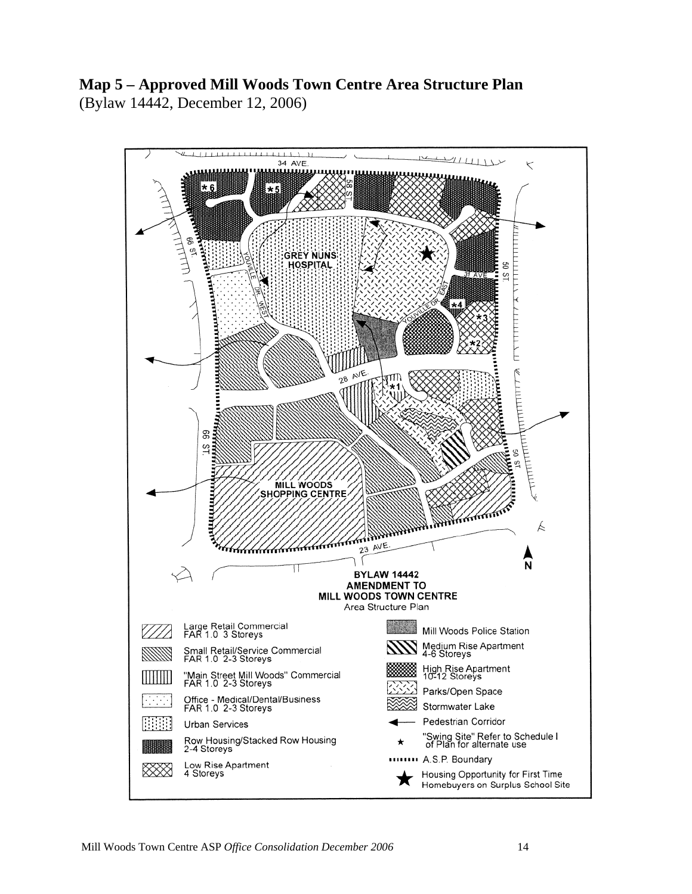**Map 5 – Approved Mill Woods Town Centre Area Structure Plan**
(Bylaw 14442, December 12, 2006)

34 AVE.

58 ST

66 ST.

GREY NUNS HOSPITAL

YOUVILLE DR. WEST

YOUVILLE DR. EAST

31 AVE.

50 ST

28 AVE.

MILL WOODS SHOPPING CENTRE

23 AVE.

*1 *2 *3 *4 *5 *6

N

**BYLAW 14442**
**AMENDMENT TO**
**MILL WOODS TOWN CENTRE**
Area Structure Plan

Large Retail Commercial
FAR 1.0 3 Storeys

Small Retail/Service Commercial
FAR 1.0 2-3 Storeys

"Main Street Mill Woods" Commercial
FAR 1.0 2-3 Storeys

Office - Medical/Dental/Business
FAR 1.0 2-3 Storeys

Urban Services

Row Housing/Stacked Row Housing
2-4 Storeys

Low Rise Apartment
4 Storeys

Mill Woods Police Station

Medium Rise Apartment
4-6 Storeys

High Rise Apartment
10-12 Storeys

Parks/Open Space

Stormwater Lake

Pedestrian Corridor

"Swing Site" Refer to Schedule I of Plan for alternate use

A.S.P. Boundary

Housing Opportunity for First Time Homebuyers on Surplus School Site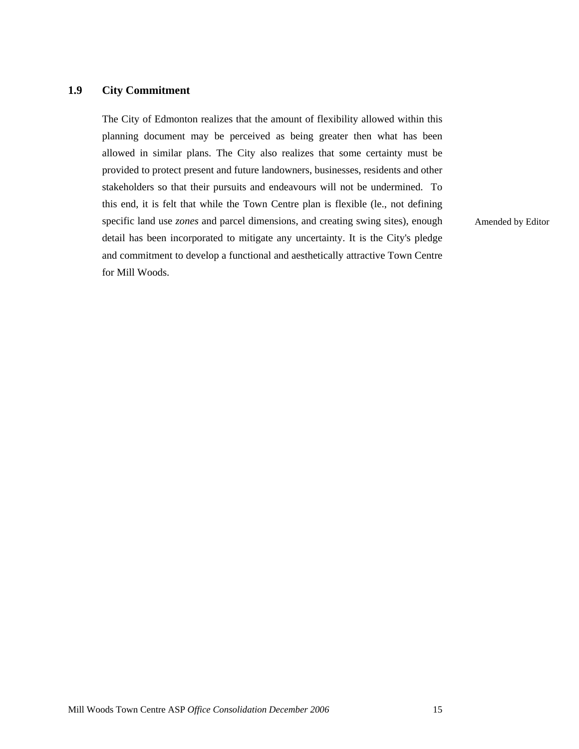## 1.9 City Commitment

The City of Edmonton realizes that the amount of flexibility allowed within this planning document may be perceived as being greater then what has been allowed in similar plans. The City also realizes that some certainty must be provided to protect present and future landowners, businesses, residents and other stakeholders so that their pursuits and endeavours will not be undermined. To this end, it is felt that while the Town Centre plan is flexible (le., not defining specific land use *zones* and parcel dimensions, and creating swing sites), enough detail has been incorporated to mitigate any uncertainty. It is the City's pledge and commitment to develop a functional and aesthetically attractive Town Centre for Mill Woods.

Amended by Editor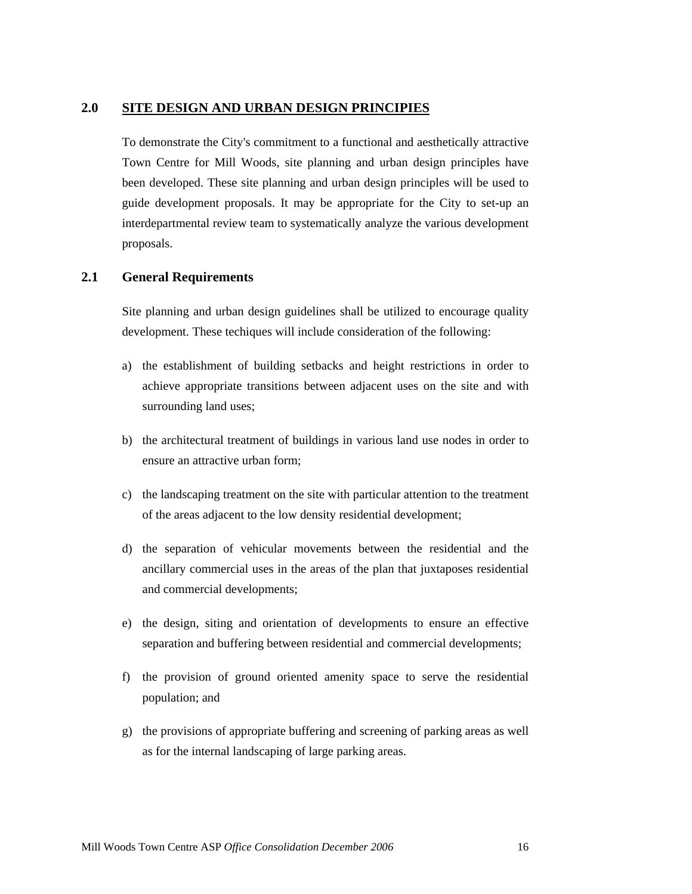## 2.0 SITE DESIGN AND URBAN DESIGN PRINCIPIES

To demonstrate the City's commitment to a functional and aesthetically attractive Town Centre for Mill Woods, site planning and urban design principles have been developed. These site planning and urban design principles will be used to guide development proposals. It may be appropriate for the City to set-up an interdepartmental review team to systematically analyze the various development proposals.

### 2.1 General Requirements

Site planning and urban design guidelines shall be utilized to encourage quality development. These techiques will include consideration of the following:

a) the establishment of building setbacks and height restrictions in order to achieve appropriate transitions between adjacent uses on the site and with surrounding land uses;

b) the architectural treatment of buildings in various land use nodes in order to ensure an attractive urban form;

c) the landscaping treatment on the site with particular attention to the treatment of the areas adjacent to the low density residential development;

d) the separation of vehicular movements between the residential and the ancillary commercial uses in the areas of the plan that juxtaposes residential and commercial developments;

e) the design, siting and orientation of developments to ensure an effective separation and buffering between residential and commercial developments;

f) the provision of ground oriented amenity space to serve the residential population; and

g) the provisions of appropriate buffering and screening of parking areas as well as for the internal landscaping of large parking areas.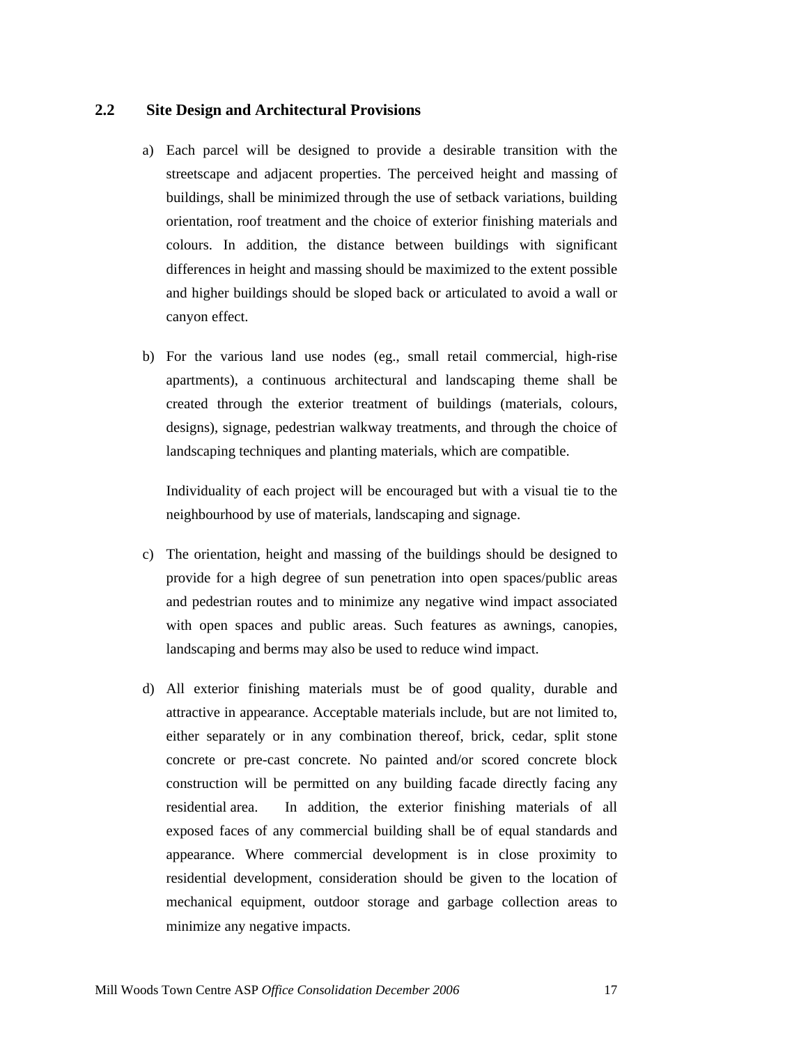## 2.2 Site Design and Architectural Provisions

a) Each parcel will be designed to provide a desirable transition with the streetscape and adjacent properties. The perceived height and massing of buildings, shall be minimized through the use of setback variations, building orientation, roof treatment and the choice of exterior finishing materials and colours. In addition, the distance between buildings with significant differences in height and massing should be maximized to the extent possible and higher buildings should be sloped back or articulated to avoid a wall or canyon effect.

b) For the various land use nodes (eg., small retail commercial, high-rise apartments), a continuous architectural and landscaping theme shall be created through the exterior treatment of buildings (materials, colours, designs), signage, pedestrian walkway treatments, and through the choice of landscaping techniques and planting materials, which are compatible.

   Individuality of each project will be encouraged but with a visual tie to the neighbourhood by use of materials, landscaping and signage.

c) The orientation, height and massing of the buildings should be designed to provide for a high degree of sun penetration into open spaces/public areas and pedestrian routes and to minimize any negative wind impact associated with open spaces and public areas. Such features as awnings, canopies, landscaping and berms may also be used to reduce wind impact.

d) All exterior finishing materials must be of good quality, durable and attractive in appearance. Acceptable materials include, but are not limited to, either separately or in any combination thereof, brick, cedar, split stone concrete or pre-cast concrete. No painted and/or scored concrete block construction will be permitted on any building facade directly facing any residential area. In addition, the exterior finishing materials of all exposed faces of any commercial building shall be of equal standards and appearance. Where commercial development is in close proximity to residential development, consideration should be given to the location of mechanical equipment, outdoor storage and garbage collection areas to minimize any negative impacts.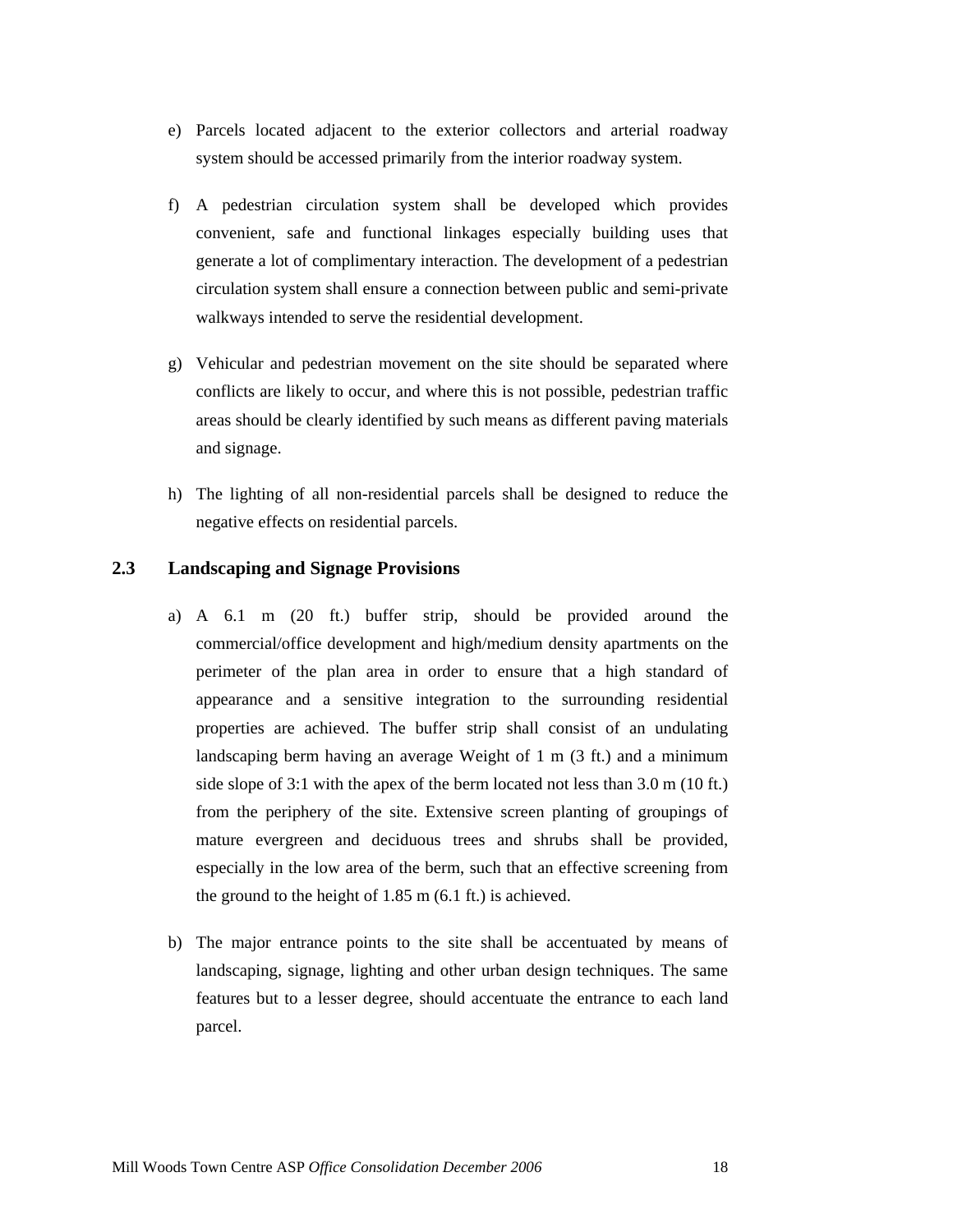e) Parcels located adjacent to the exterior collectors and arterial roadway system should be accessed primarily from the interior roadway system.

f) A pedestrian circulation system shall be developed which provides convenient, safe and functional linkages especially building uses that generate a lot of complimentary interaction. The development of a pedestrian circulation system shall ensure a connection between public and semi-private walkways intended to serve the residential development.

g) Vehicular and pedestrian movement on the site should be separated where conflicts are likely to occur, and where this is not possible, pedestrian traffic areas should be clearly identified by such means as different paving materials and signage.

h) The lighting of all non-residential parcels shall be designed to reduce the negative effects on residential parcels.

## 2.3 Landscaping and Signage Provisions

a) A 6.1 m (20 ft.) buffer strip, should be provided around the commercial/office development and high/medium density apartments on the perimeter of the plan area in order to ensure that a high standard of appearance and a sensitive integration to the surrounding residential properties are achieved. The buffer strip shall consist of an undulating landscaping berm having an average Weight of 1 m (3 ft.) and a minimum side slope of 3:1 with the apex of the berm located not less than 3.0 m (10 ft.) from the periphery of the site. Extensive screen planting of groupings of mature evergreen and deciduous trees and shrubs shall be provided, especially in the low area of the berm, such that an effective screening from the ground to the height of 1.85 m (6.1 ft.) is achieved.

b) The major entrance points to the site shall be accentuated by means of landscaping, signage, lighting and other urban design techniques. The same features but to a lesser degree, should accentuate the entrance to each land parcel.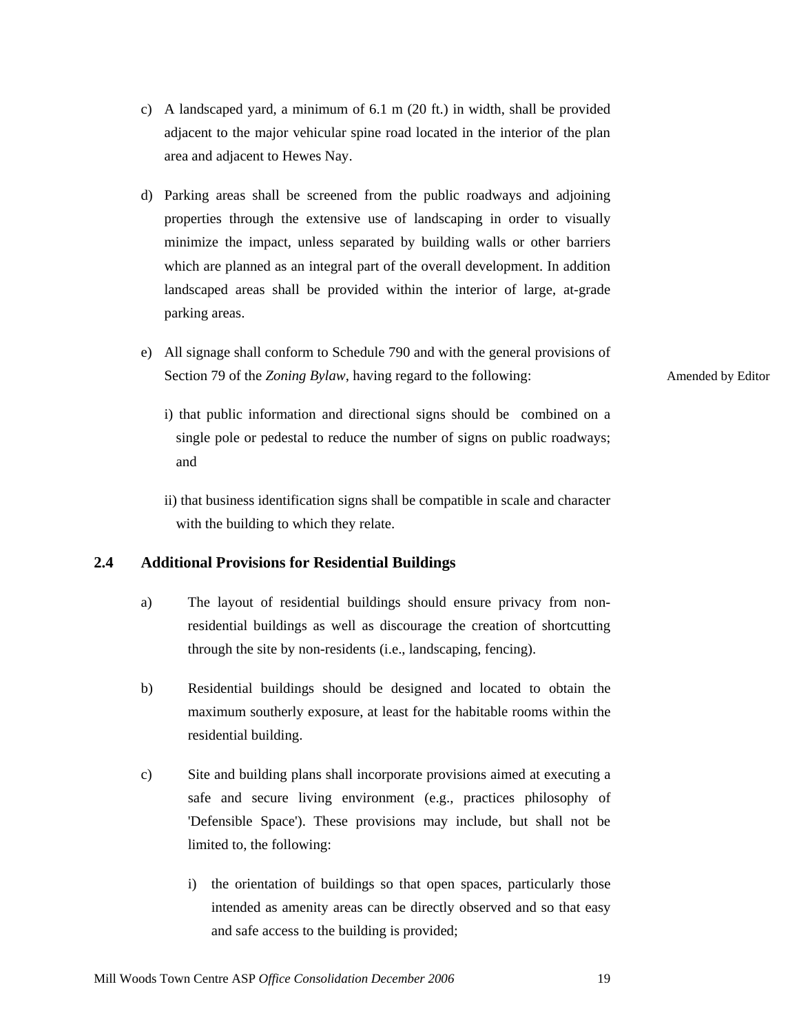c) A landscaped yard, a minimum of 6.1 m (20 ft.) in width, shall be provided adjacent to the major vehicular spine road located in the interior of the plan area and adjacent to Hewes Nay.

d) Parking areas shall be screened from the public roadways and adjoining properties through the extensive use of landscaping in order to visually minimize the impact, unless separated by building walls or other barriers which are planned as an integral part of the overall development. In addition landscaped areas shall be provided within the interior of large, at-grade parking areas.

e) All signage shall conform to Schedule 790 and with the general provisions of Section 79 of the *Zoning Bylaw*, having regard to the following:

Amended by Editor

i) that public information and directional signs should be combined on a single pole or pedestal to reduce the number of signs on public roadways; and

ii) that business identification signs shall be compatible in scale and character with the building to which they relate.

## 2.4 Additional Provisions for Residential Buildings

a) The layout of residential buildings should ensure privacy from non-residential buildings as well as discourage the creation of shortcutting through the site by non-residents (i.e., landscaping, fencing).

b) Residential buildings should be designed and located to obtain the maximum southerly exposure, at least for the habitable rooms within the residential building.

c) Site and building plans shall incorporate provisions aimed at executing a safe and secure living environment (e.g., practices philosophy of 'Defensible Space'). These provisions may include, but shall not be limited to, the following:

i) the orientation of buildings so that open spaces, particularly those intended as amenity areas can be directly observed and so that easy and safe access to the building is provided;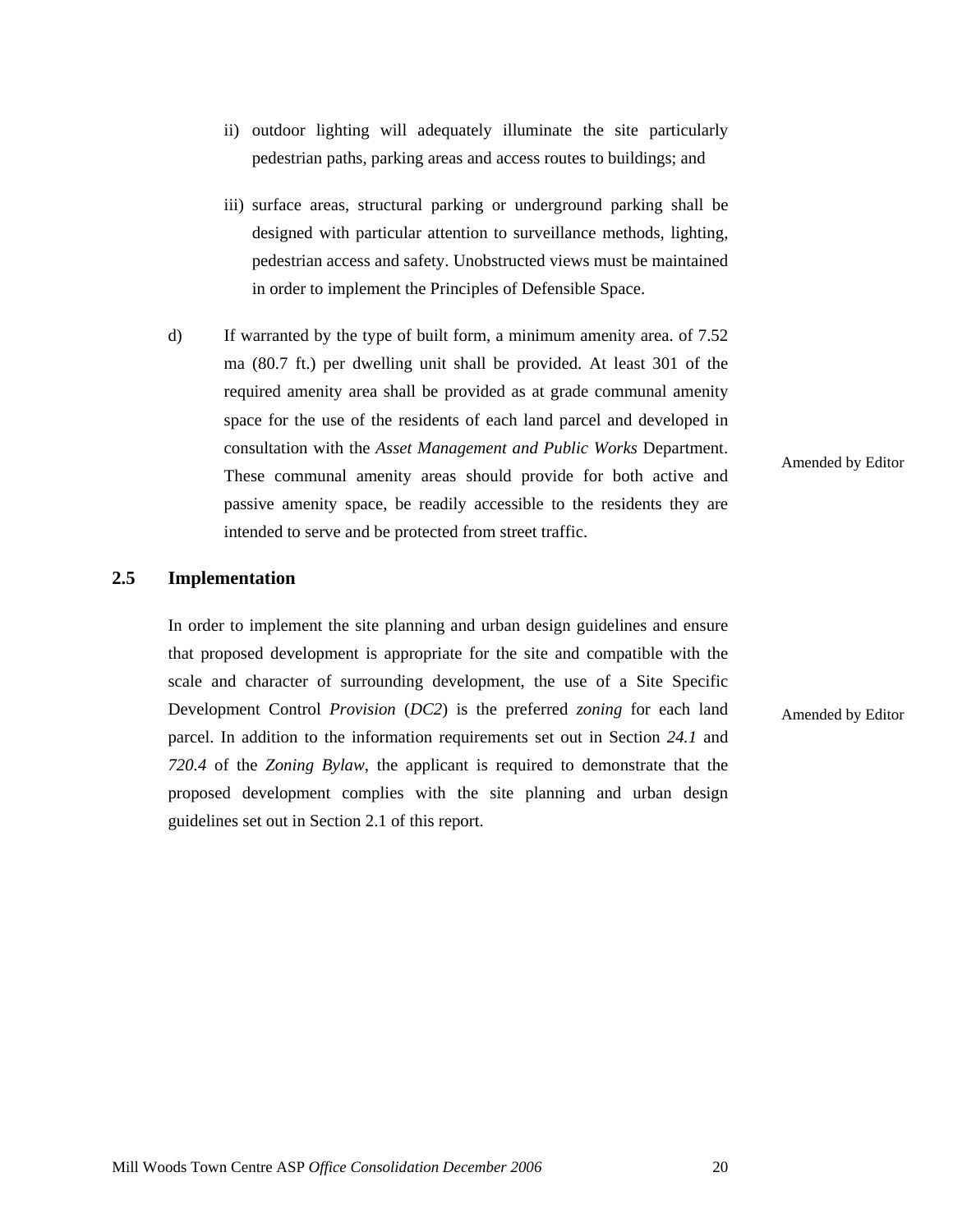ii) outdoor lighting will adequately illuminate the site particularly pedestrian paths, parking areas and access routes to buildings; and

iii) surface areas, structural parking or underground parking shall be designed with particular attention to surveillance methods, lighting, pedestrian access and safety. Unobstructed views must be maintained in order to implement the Principles of Defensible Space.

d) If warranted by the type of built form, a minimum amenity area. of 7.52 ma (80.7 ft.) per dwelling unit shall be provided. At least 301 of the required amenity area shall be provided as at grade communal amenity space for the use of the residents of each land parcel and developed in consultation with the *Asset Management and Public Works* Department. These communal amenity areas should provide for both active and passive amenity space, be readily accessible to the residents they are intended to serve and be protected from street traffic.

Amended by Editor

## 2.5 Implementation

In order to implement the site planning and urban design guidelines and ensure that proposed development is appropriate for the site and compatible with the scale and character of surrounding development, the use of a Site Specific Development Control *Provision* (*DC2*) is the preferred *zoning* for each land parcel. In addition to the information requirements set out in Section *24.1* and *720.4* of the *Zoning Bylaw*, the applicant is required to demonstrate that the proposed development complies with the site planning and urban design guidelines set out in Section 2.1 of this report.

Amended by Editor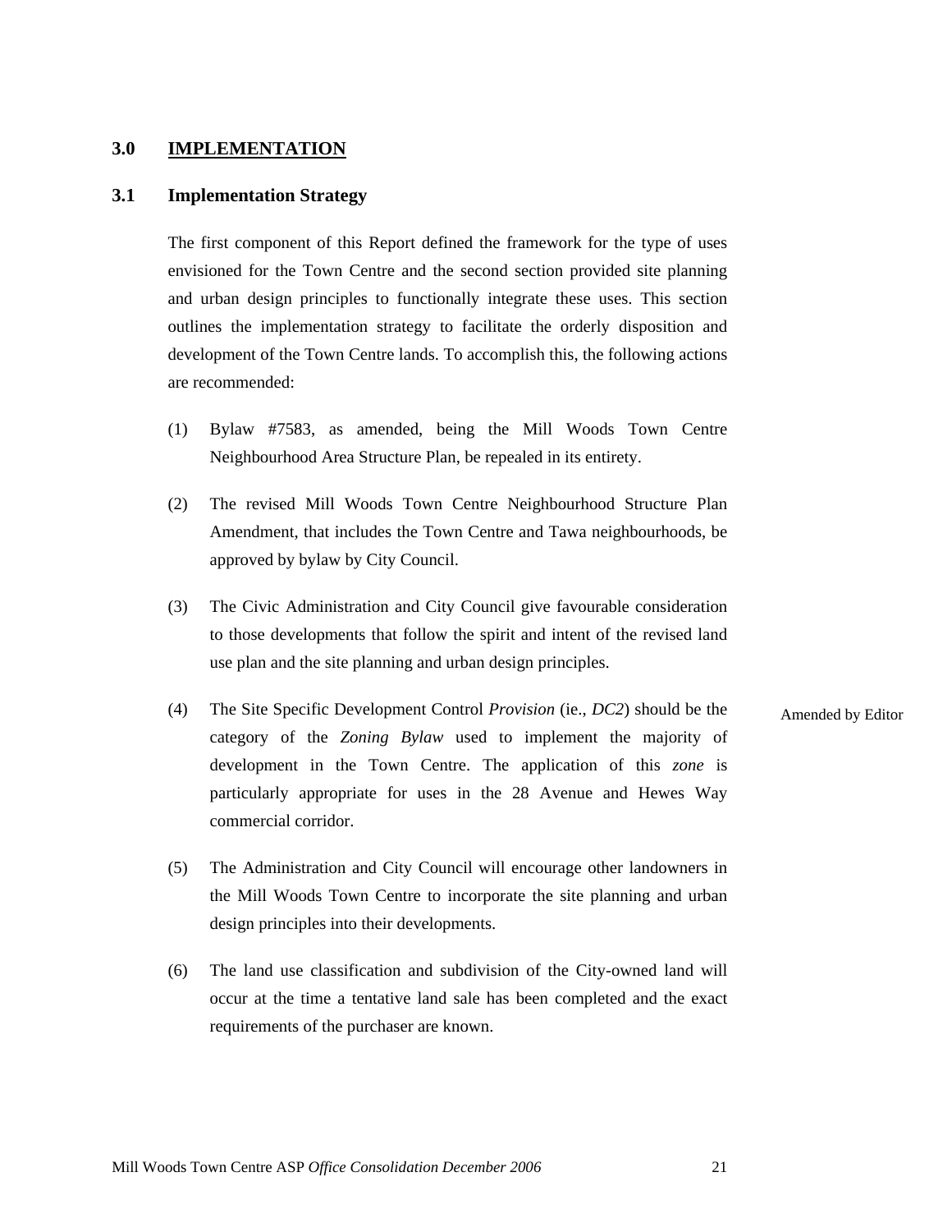# 3.0 IMPLEMENTATION

## 3.1 Implementation Strategy

The first component of this Report defined the framework for the type of uses envisioned for the Town Centre and the second section provided site planning and urban design principles to functionally integrate these uses. This section outlines the implementation strategy to facilitate the orderly disposition and development of the Town Centre lands. To accomplish this, the following actions are recommended:

(1) Bylaw #7583, as amended, being the Mill Woods Town Centre Neighbourhood Area Structure Plan, be repealed in its entirety.

(2) The revised Mill Woods Town Centre Neighbourhood Structure Plan Amendment, that includes the Town Centre and Tawa neighbourhoods, be approved by bylaw by City Council.

(3) The Civic Administration and City Council give favourable consideration to those developments that follow the spirit and intent of the revised land use plan and the site planning and urban design principles.

(4) The Site Specific Development Control *Provision* (ie., *DC2*) should be the category of the *Zoning Bylaw* used to implement the majority of development in the Town Centre. The application of this *zone* is particularly appropriate for uses in the 28 Avenue and Hewes Way commercial corridor.

Amended by Editor

(5) The Administration and City Council will encourage other landowners in the Mill Woods Town Centre to incorporate the site planning and urban design principles into their developments.

(6) The land use classification and subdivision of the City-owned land will occur at the time a tentative land sale has been completed and the exact requirements of the purchaser are known.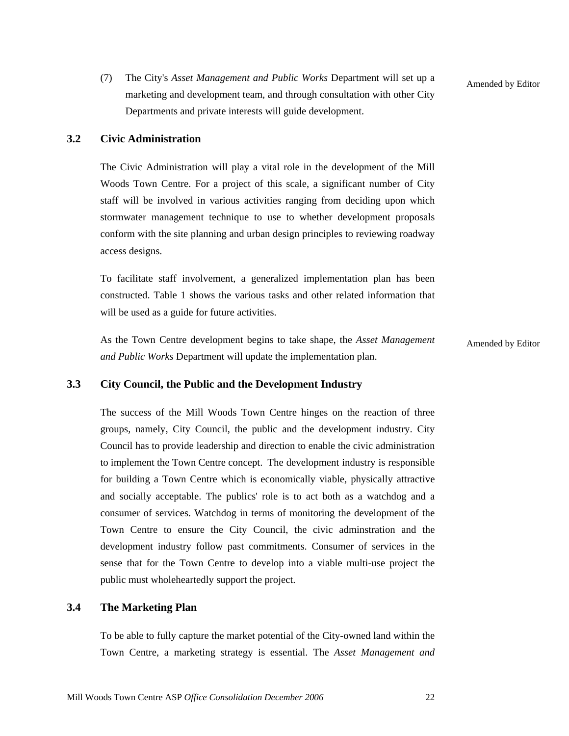(7) The City's *Asset Management and Public Works* Department will set up a marketing and development team, and through consultation with other City Departments and private interests will guide development.

Amended by Editor

## 3.2 Civic Administration

The Civic Administration will play a vital role in the development of the Mill Woods Town Centre. For a project of this scale, a significant number of City staff will be involved in various activities ranging from deciding upon which stormwater management technique to use to whether development proposals conform with the site planning and urban design principles to reviewing roadway access designs.

To facilitate staff involvement, a generalized implementation plan has been constructed. Table 1 shows the various tasks and other related information that will be used as a guide for future activities.

As the Town Centre development begins to take shape, the *Asset Management and Public Works* Department will update the implementation plan.

Amended by Editor

## 3.3 City Council, the Public and the Development Industry

The success of the Mill Woods Town Centre hinges on the reaction of three groups, namely, City Council, the public and the development industry. City Council has to provide leadership and direction to enable the civic administration to implement the Town Centre concept. The development industry is responsible for building a Town Centre which is economically viable, physically attractive and socially acceptable. The publics' role is to act both as a watchdog and a consumer of services. Watchdog in terms of monitoring the development of the Town Centre to ensure the City Council, the civic adminstration and the development industry follow past commitments. Consumer of services in the sense that for the Town Centre to develop into a viable multi-use project the public must wholeheartedly support the project.

## 3.4 The Marketing Plan

To be able to fully capture the market potential of the City-owned land within the Town Centre, a marketing strategy is essential. The *Asset Management and*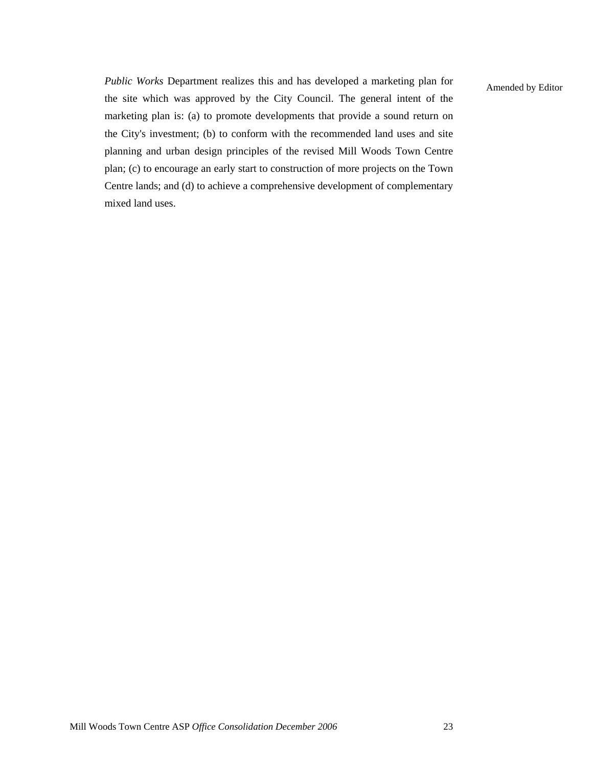*Public Works* Department realizes this and has developed a marketing plan for the site which was approved by the City Council. The general intent of the marketing plan is: (a) to promote developments that provide a sound return on the City's investment; (b) to conform with the recommended land uses and site planning and urban design principles of the revised Mill Woods Town Centre plan; (c) to encourage an early start to construction of more projects on the Town Centre lands; and (d) to achieve a comprehensive development of complementary mixed land uses.

Amended by Editor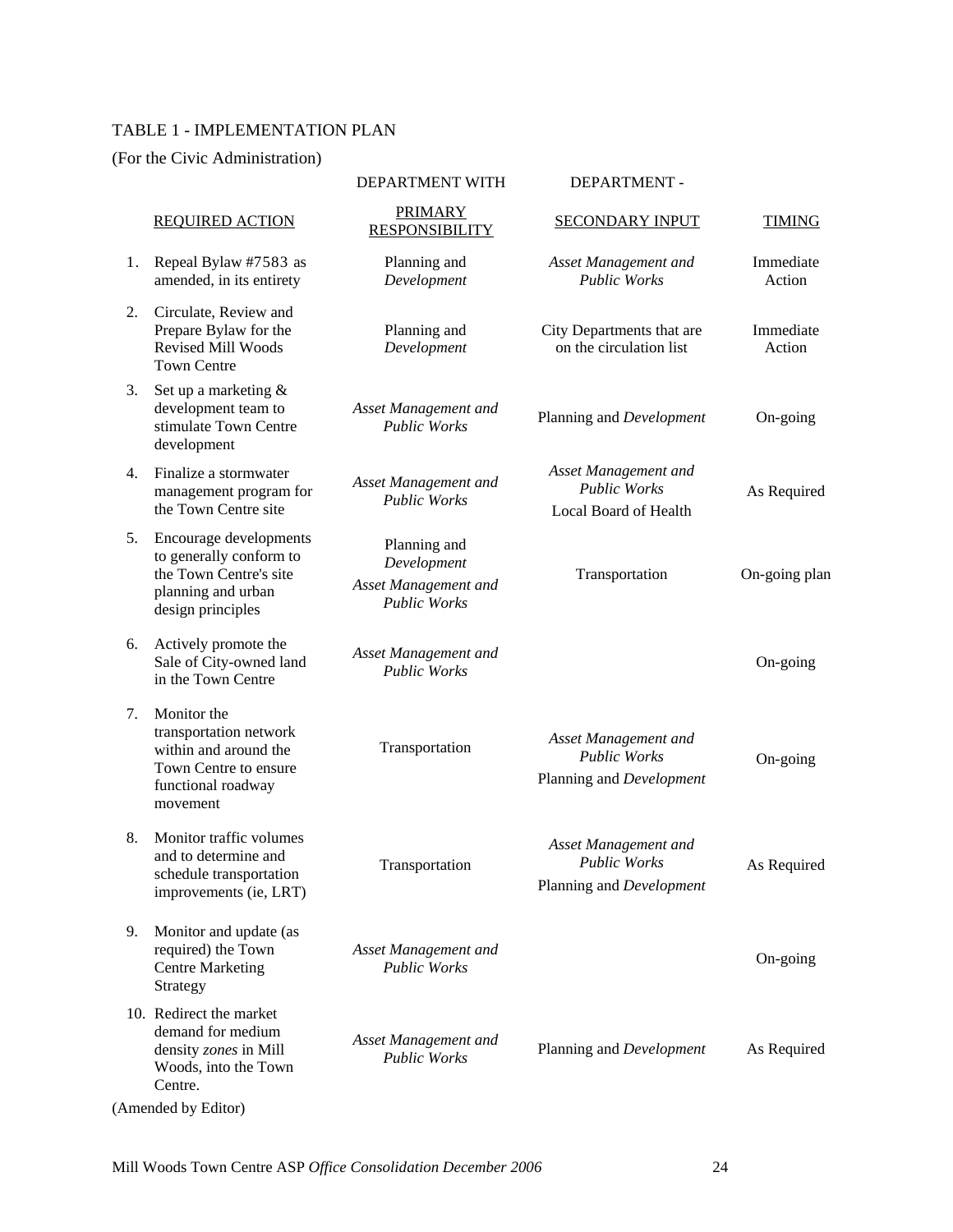TABLE 1 - IMPLEMENTATION PLAN

(For the Civic Administration)

| | REQUIRED ACTION | DEPARTMENT WITH PRIMARY RESPONSIBILITY | DEPARTMENT - SECONDARY INPUT | TIMING |
|---|---|---|---|---|
| 1. | Repeal Bylaw #7583 as amended, in its entirety | Planning and *Development* | *Asset Management and Public Works* | Immediate Action |
| 2. | Circulate, Review and Prepare Bylaw for the Revised Mill Woods Town Centre | Planning and *Development* | City Departments that are on the circulation list | Immediate Action |
| 3. | Set up a marketing & development team to stimulate Town Centre development | *Asset Management and Public Works* | Planning and *Development* | On-going |
| 4. | Finalize a stormwater management program for the Town Centre site | *Asset Management and Public Works* | *Asset Management and Public Works* Local Board of Health | As Required |
| 5. | Encourage developments to generally conform to the Town Centre's site planning and urban design principles | Planning and *Development* *Asset Management and Public Works* | Transportation | On-going plan |
| 6. | Actively promote the Sale of City-owned land in the Town Centre | *Asset Management and Public Works* | | On-going |
| 7. | Monitor the transportation network within and around the Town Centre to ensure functional roadway movement | Transportation | *Asset Management and Public Works* Planning and *Development* | On-going |
| 8. | Monitor traffic volumes and to determine and schedule transportation improvements (ie, LRT) | Transportation | *Asset Management and Public Works* Planning and *Development* | As Required |
| 9. | Monitor and update (as required) the Town Centre Marketing Strategy | *Asset Management and Public Works* | | On-going |
| 10. | Redirect the market demand for medium density *zones* in Mill Woods, into the Town Centre. | *Asset Management and Public Works* | Planning and *Development* | As Required |

(Amended by Editor)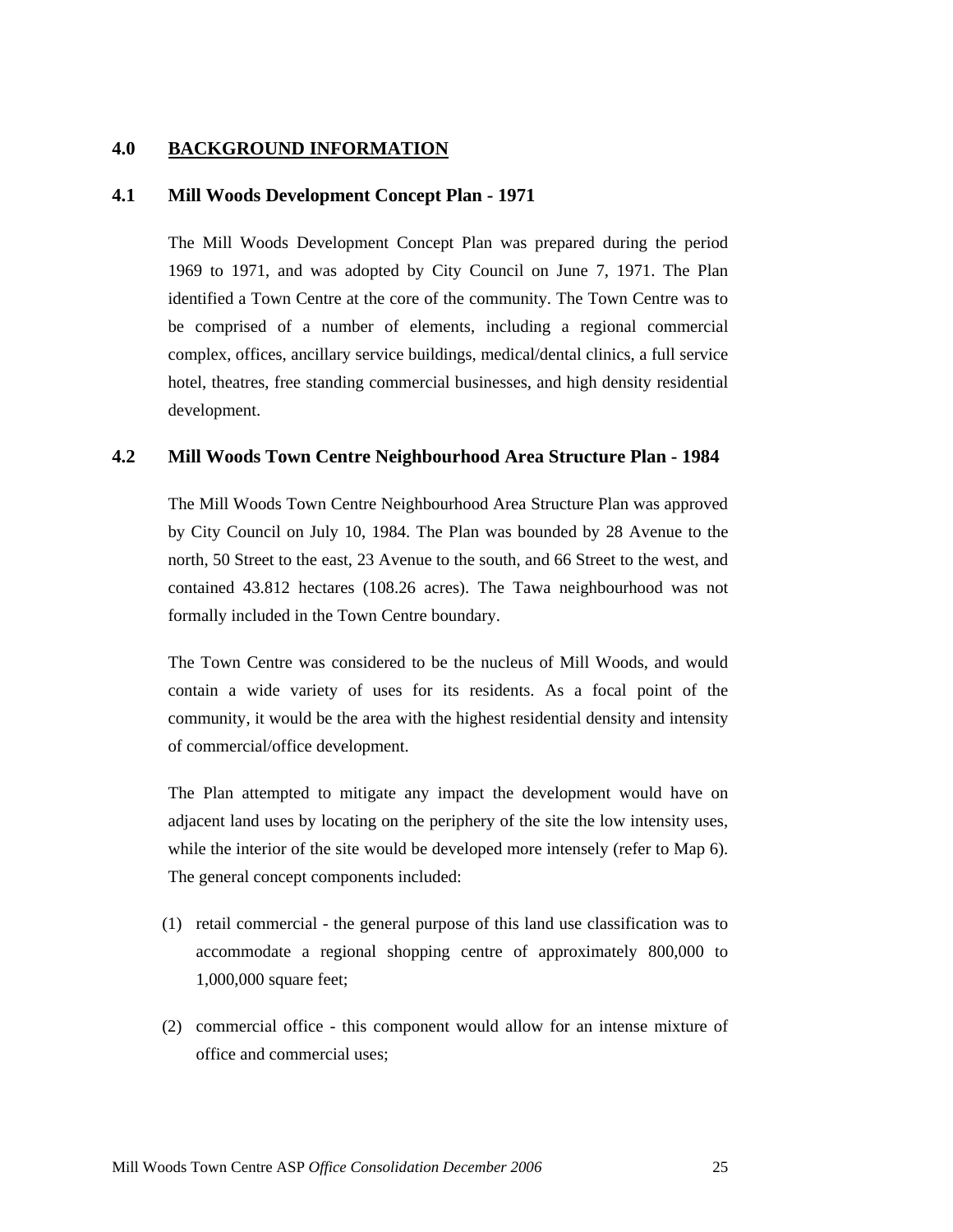## 4.0 BACKGROUND INFORMATION

### 4.1 Mill Woods Development Concept Plan - 1971

The Mill Woods Development Concept Plan was prepared during the period 1969 to 1971, and was adopted by City Council on June 7, 1971. The Plan identified a Town Centre at the core of the community. The Town Centre was to be comprised of a number of elements, including a regional commercial complex, offices, ancillary service buildings, medical/dental clinics, a full service hotel, theatres, free standing commercial businesses, and high density residential development.

### 4.2 Mill Woods Town Centre Neighbourhood Area Structure Plan - 1984

The Mill Woods Town Centre Neighbourhood Area Structure Plan was approved by City Council on July 10, 1984. The Plan was bounded by 28 Avenue to the north, 50 Street to the east, 23 Avenue to the south, and 66 Street to the west, and contained 43.812 hectares (108.26 acres). The Tawa neighbourhood was not formally included in the Town Centre boundary.

The Town Centre was considered to be the nucleus of Mill Woods, and would contain a wide variety of uses for its residents. As a focal point of the community, it would be the area with the highest residential density and intensity of commercial/office development.

The Plan attempted to mitigate any impact the development would have on adjacent land uses by locating on the periphery of the site the low intensity uses, while the interior of the site would be developed more intensely (refer to Map 6). The general concept components included:

(1) retail commercial - the general purpose of this land use classification was to accommodate a regional shopping centre of approximately 800,000 to 1,000,000 square feet;

(2) commercial office - this component would allow for an intense mixture of office and commercial uses;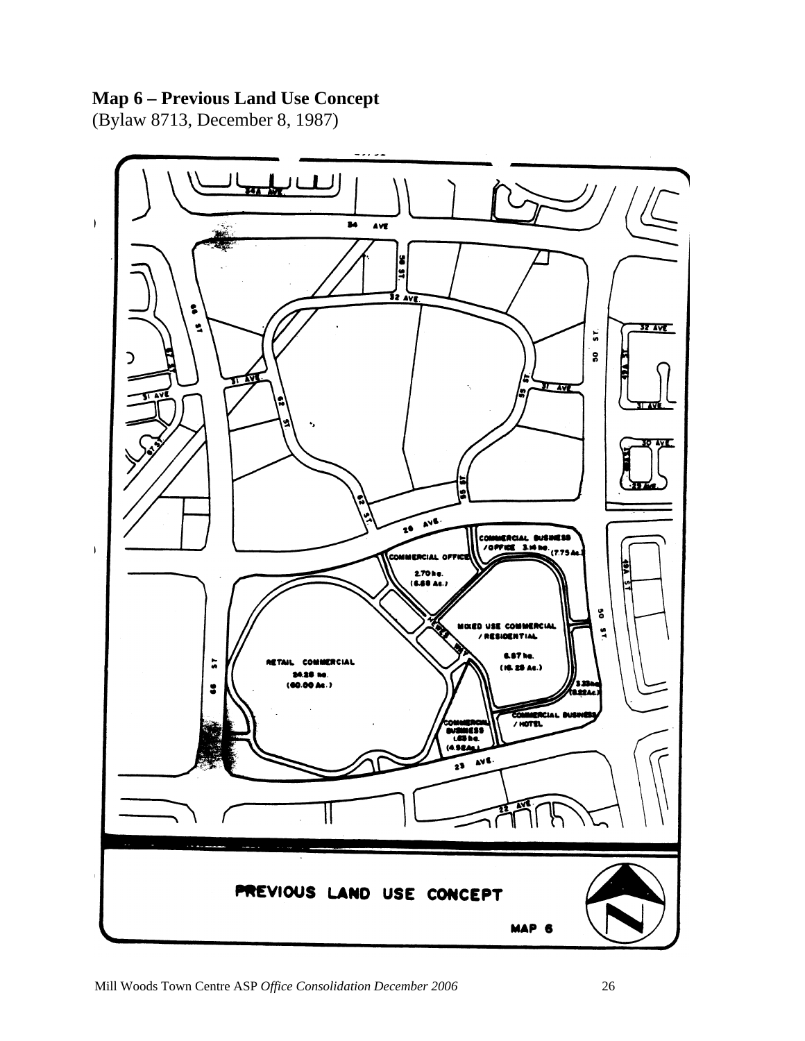**Map 6 – Previous Land Use Concept**
(Bylaw 8713, December 8, 1987)

34A AVE.

34 AVE

58 ST.

32 AVE

66 ST

32 AVE

50 ST.

49A ST

31 AVE

31 AVE

31 AVE

62 ST

59 ST

31 AVE

31 AVE

30 AVE

48A ST

67 ST

29 AVE

56 ST

62 ST

28 AVE.

COMMERCIAL BUSINESS /OFFICE 3.14 ha. (7.75 Ac.)

COMMERCIAL OFFICE

2.70 ha. (6.68 Ac.)

49A ST

MEWES WAY

MIXED USE COMMERCIAL / RESIDENTIAL

6.57 ha. (16.25 Ac.)

50 ST.

RETAIL COMMERCIAL

24.28 ha. (60.00 Ac.)

66 ST

3.33 ha. (8.22 Ac.)

COMMERCIAL BUSINESS / HOTEL

COMMERCIAL BUSINESS 1.63 ha. (4.02 Ac.)

23 AVE.

22 AVE.

PREVIOUS LAND USE CONCEPT

MAP 6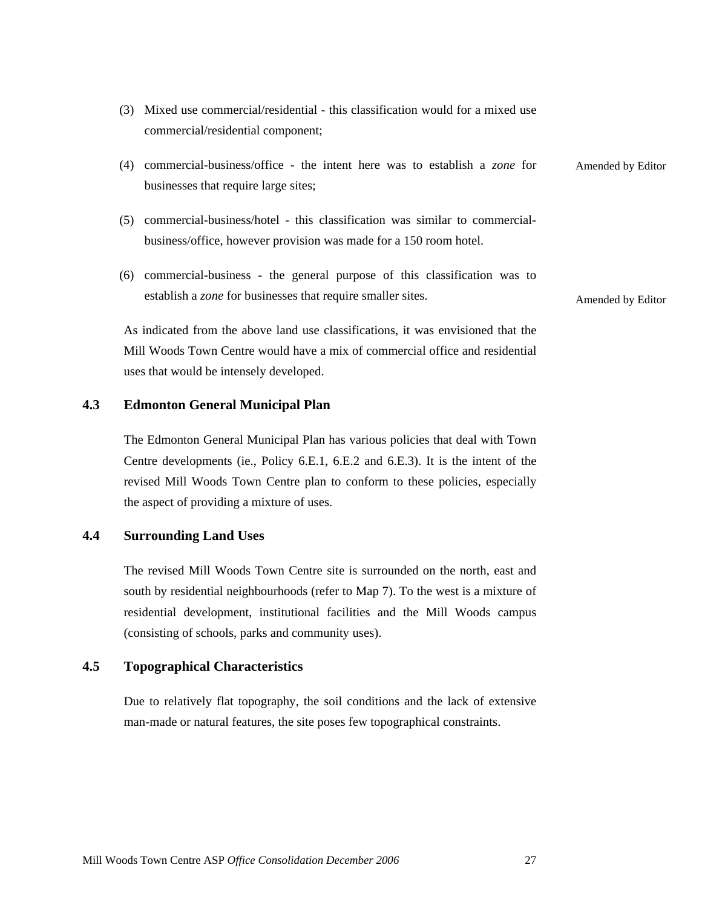(3) Mixed use commercial/residential - this classification would for a mixed use commercial/residential component;

(4) commercial-business/office - the intent here was to establish a *zone* for businesses that require large sites;

Amended by Editor

(5) commercial-business/hotel - this classification was similar to commercial-business/office, however provision was made for a 150 room hotel.

(6) commercial-business - the general purpose of this classification was to establish a *zone* for businesses that require smaller sites.

Amended by Editor

As indicated from the above land use classifications, it was envisioned that the Mill Woods Town Centre would have a mix of commercial office and residential uses that would be intensely developed.

### 4.3 Edmonton General Municipal Plan

The Edmonton General Municipal Plan has various policies that deal with Town Centre developments (ie., Policy 6.E.1, 6.E.2 and 6.E.3). It is the intent of the revised Mill Woods Town Centre plan to conform to these policies, especially the aspect of providing a mixture of uses.

### 4.4 Surrounding Land Uses

The revised Mill Woods Town Centre site is surrounded on the north, east and south by residential neighbourhoods (refer to Map 7). To the west is a mixture of residential development, institutional facilities and the Mill Woods campus (consisting of schools, parks and community uses).

### 4.5 Topographical Characteristics

Due to relatively flat topography, the soil conditions and the lack of extensive man-made or natural features, the site poses few topographical constraints.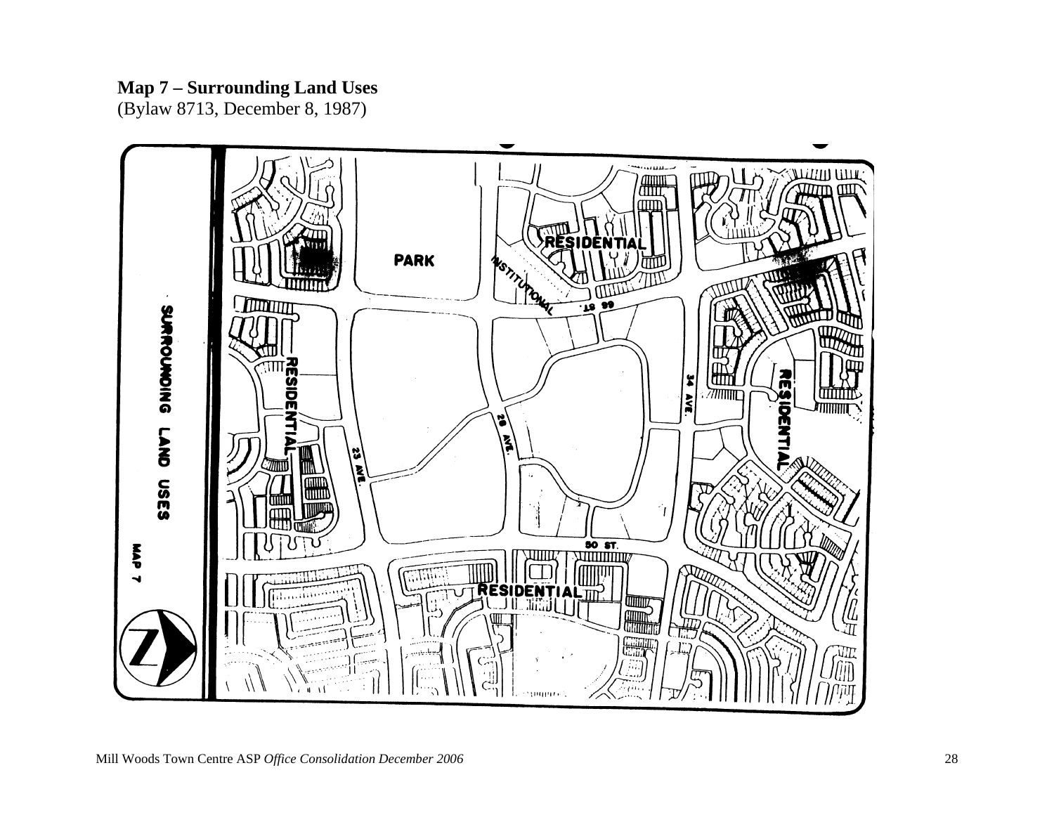**Map 7 – Surrounding Land Uses**
(Bylaw 8713, December 8, 1987)

SURROUNDING LAND USES

MAP 7

PARK

RESIDENTIAL

INSTITUTIONAL

66 ST.

RESIDENTIAL

23 AVE.

28 AVE.

34 AVE.

RESIDENTIAL

50 ST.

RESIDENTIAL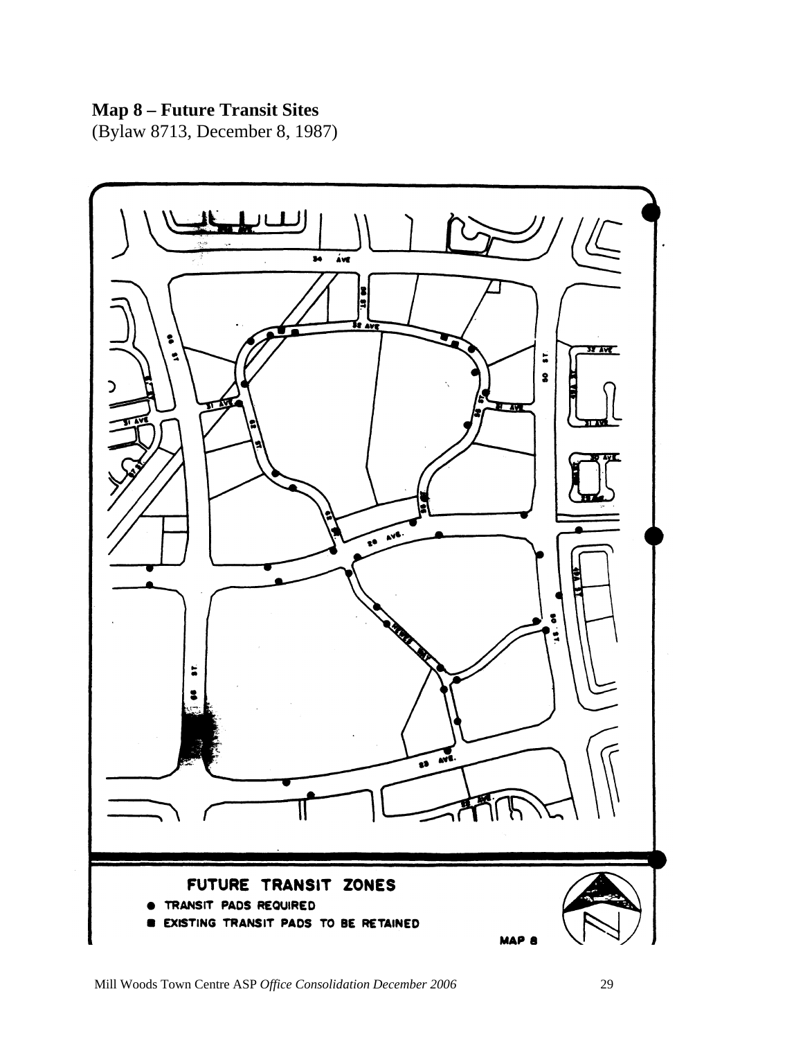**Map 8 – Future Transit Sites**
(Bylaw 8713, December 8, 1987)

34 AVE

32 AVE

31 AVE

28 AVE.

23 AVE.

66 ST.

50 ST.

FUTURE TRANSIT ZONES

● TRANSIT PADS REQUIRED

■ EXISTING TRANSIT PADS TO BE RETAINED

MAP 8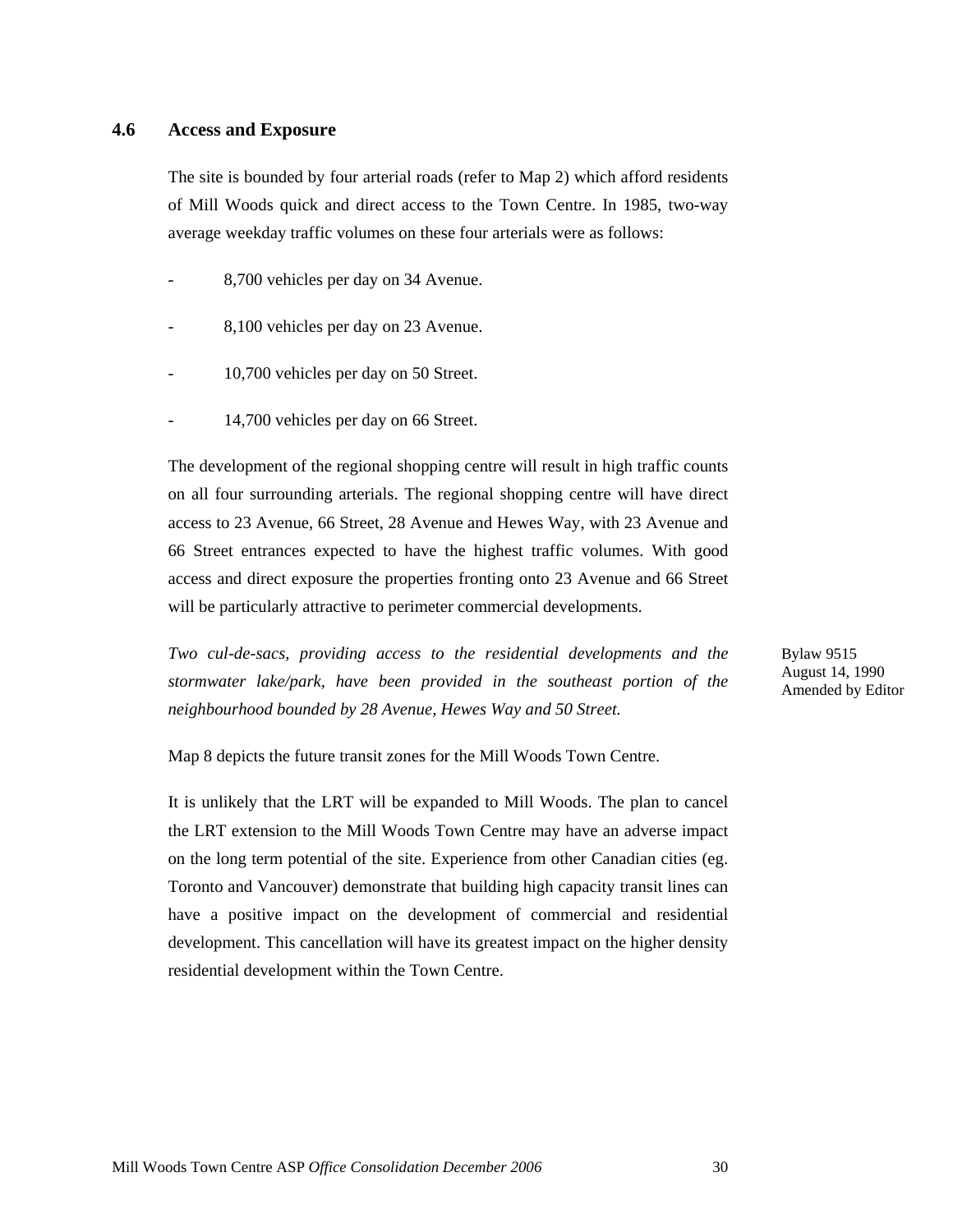## 4.6 Access and Exposure

The site is bounded by four arterial roads (refer to Map 2) which afford residents of Mill Woods quick and direct access to the Town Centre. In 1985, two-way average weekday traffic volumes on these four arterials were as follows:

- 8,700 vehicles per day on 34 Avenue.
- 8,100 vehicles per day on 23 Avenue.
- 10,700 vehicles per day on 50 Street.
- 14,700 vehicles per day on 66 Street.

The development of the regional shopping centre will result in high traffic counts on all four surrounding arterials. The regional shopping centre will have direct access to 23 Avenue, 66 Street, 28 Avenue and Hewes Way, with 23 Avenue and 66 Street entrances expected to have the highest traffic volumes. With good access and direct exposure the properties fronting onto 23 Avenue and 66 Street will be particularly attractive to perimeter commercial developments.

*Two cul-de-sacs, providing access to the residential developments and the stormwater lake/park, have been provided in the southeast portion of the neighbourhood bounded by 28 Avenue, Hewes Way and 50 Street.*

Bylaw 9515
August 14, 1990
Amended by Editor

Map 8 depicts the future transit zones for the Mill Woods Town Centre.

It is unlikely that the LRT will be expanded to Mill Woods. The plan to cancel the LRT extension to the Mill Woods Town Centre may have an adverse impact on the long term potential of the site. Experience from other Canadian cities (eg. Toronto and Vancouver) demonstrate that building high capacity transit lines can have a positive impact on the development of commercial and residential development. This cancellation will have its greatest impact on the higher density residential development within the Town Centre.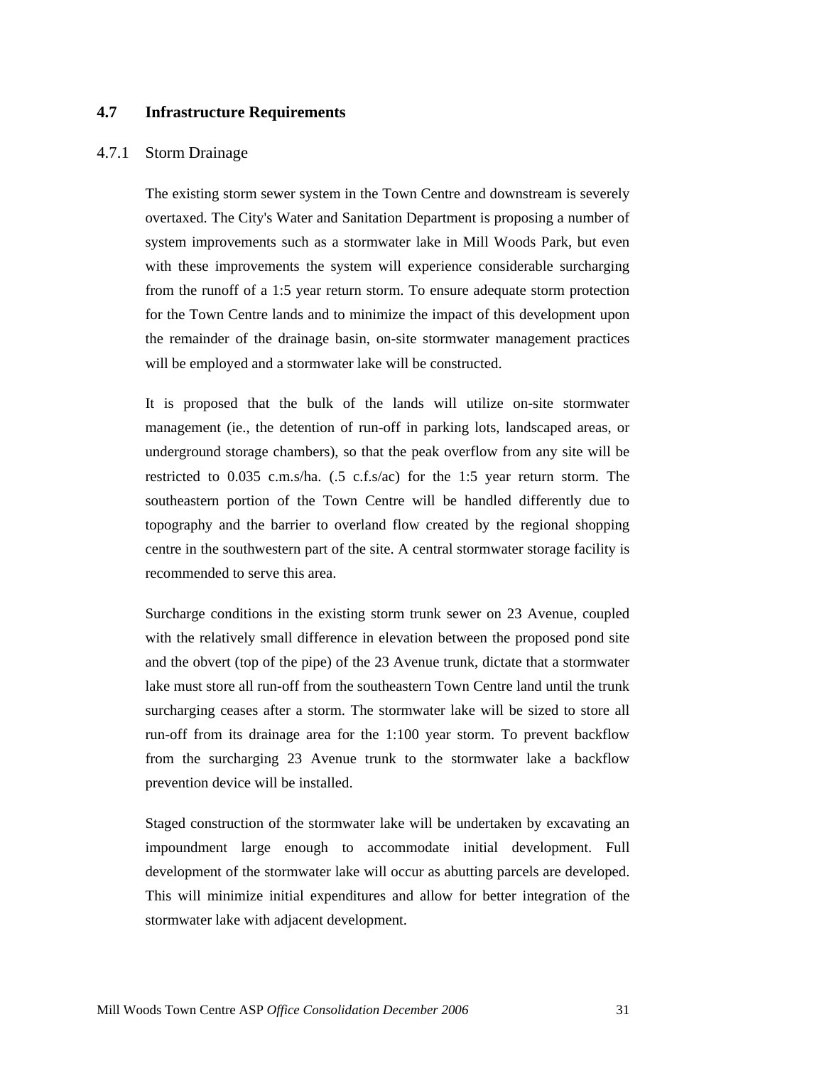## 4.7 Infrastructure Requirements

### 4.7.1 Storm Drainage

The existing storm sewer system in the Town Centre and downstream is severely overtaxed. The City's Water and Sanitation Department is proposing a number of system improvements such as a stormwater lake in Mill Woods Park, but even with these improvements the system will experience considerable surcharging from the runoff of a 1:5 year return storm. To ensure adequate storm protection for the Town Centre lands and to minimize the impact of this development upon the remainder of the drainage basin, on-site stormwater management practices will be employed and a stormwater lake will be constructed.

It is proposed that the bulk of the lands will utilize on-site stormwater management (ie., the detention of run-off in parking lots, landscaped areas, or underground storage chambers), so that the peak overflow from any site will be restricted to 0.035 c.m.s/ha. (.5 c.f.s/ac) for the 1:5 year return storm. The southeastern portion of the Town Centre will be handled differently due to topography and the barrier to overland flow created by the regional shopping centre in the southwestern part of the site. A central stormwater storage facility is recommended to serve this area.

Surcharge conditions in the existing storm trunk sewer on 23 Avenue, coupled with the relatively small difference in elevation between the proposed pond site and the obvert (top of the pipe) of the 23 Avenue trunk, dictate that a stormwater lake must store all run-off from the southeastern Town Centre land until the trunk surcharging ceases after a storm. The stormwater lake will be sized to store all run-off from its drainage area for the 1:100 year storm. To prevent backflow from the surcharging 23 Avenue trunk to the stormwater lake a backflow prevention device will be installed.

Staged construction of the stormwater lake will be undertaken by excavating an impoundment large enough to accommodate initial development. Full development of the stormwater lake will occur as abutting parcels are developed. This will minimize initial expenditures and allow for better integration of the stormwater lake with adjacent development.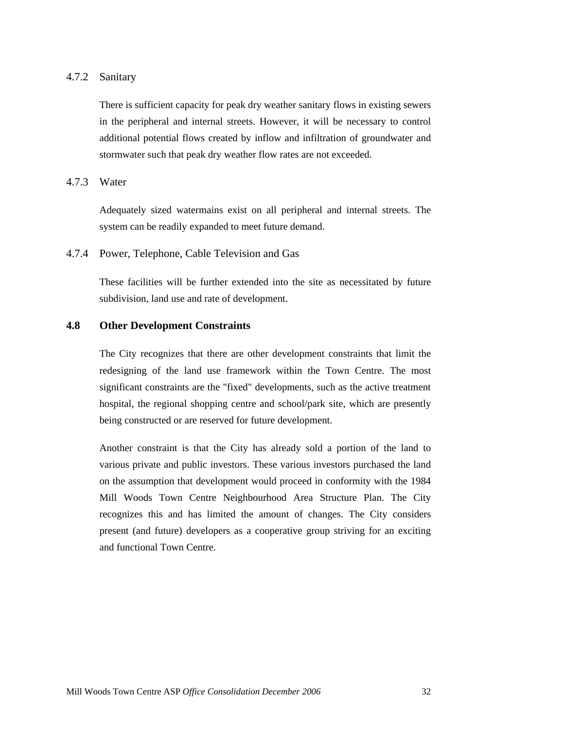#### 4.7.2 Sanitary

There is sufficient capacity for peak dry weather sanitary flows in existing sewers in the peripheral and internal streets. However, it will be necessary to control additional potential flows created by inflow and infiltration of groundwater and stormwater such that peak dry weather flow rates are not exceeded.

#### 4.7.3 Water

Adequately sized watermains exist on all peripheral and internal streets. The system can be readily expanded to meet future demand.

#### 4.7.4 Power, Telephone, Cable Television and Gas

These facilities will be further extended into the site as necessitated by future subdivision, land use and rate of development.

### 4.8 Other Development Constraints

The City recognizes that there are other development constraints that limit the redesigning of the land use framework within the Town Centre. The most significant constraints are the "fixed" developments, such as the active treatment hospital, the regional shopping centre and school/park site, which are presently being constructed or are reserved for future development.

Another constraint is that the City has already sold a portion of the land to various private and public investors. These various investors purchased the land on the assumption that development would proceed in conformity with the 1984 Mill Woods Town Centre Neighbourhood Area Structure Plan. The City recognizes this and has limited the amount of changes. The City considers present (and future) developers as a cooperative group striving for an exciting and functional Town Centre.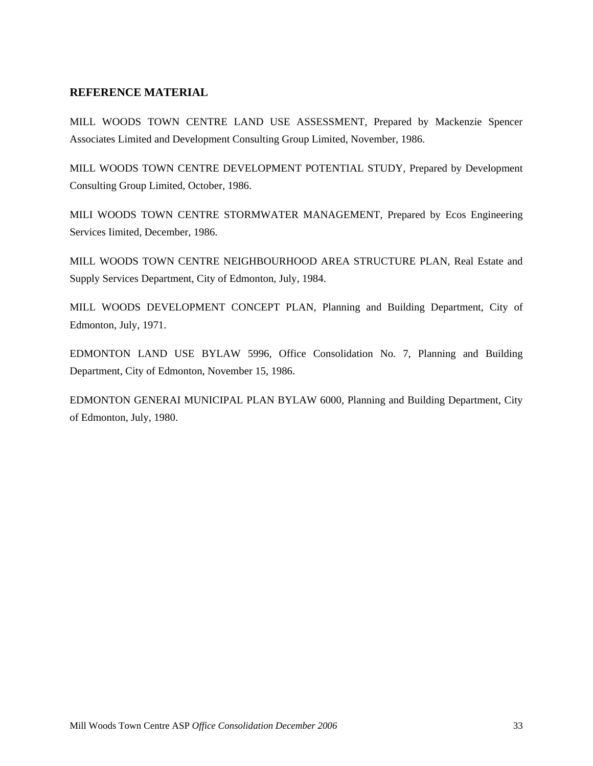## REFERENCE MATERIAL

MILL WOODS TOWN CENTRE LAND USE ASSESSMENT, Prepared by Mackenzie Spencer Associates Limited and Development Consulting Group Limited, November, 1986.

MILL WOODS TOWN CENTRE DEVELOPMENT POTENTIAL STUDY, Prepared by Development Consulting Group Limited, October, 1986.

MILI WOODS TOWN CENTRE STORMWATER MANAGEMENT, Prepared by Ecos Engineering Services Iimited, December, 1986.

MILL WOODS TOWN CENTRE NEIGHBOURHOOD AREA STRUCTURE PLAN, Real Estate and Supply Services Department, City of Edmonton, July, 1984.

MILL WOODS DEVELOPMENT CONCEPT PLAN, Planning and Building Department, City of Edmonton, July, 1971.

EDMONTON LAND USE BYLAW 5996, Office Consolidation No. 7, Planning and Building Department, City of Edmonton, November 15, 1986.

EDMONTON GENERAI MUNICIPAL PLAN BYLAW 6000, Planning and Building Department, City of Edmonton, July, 1980.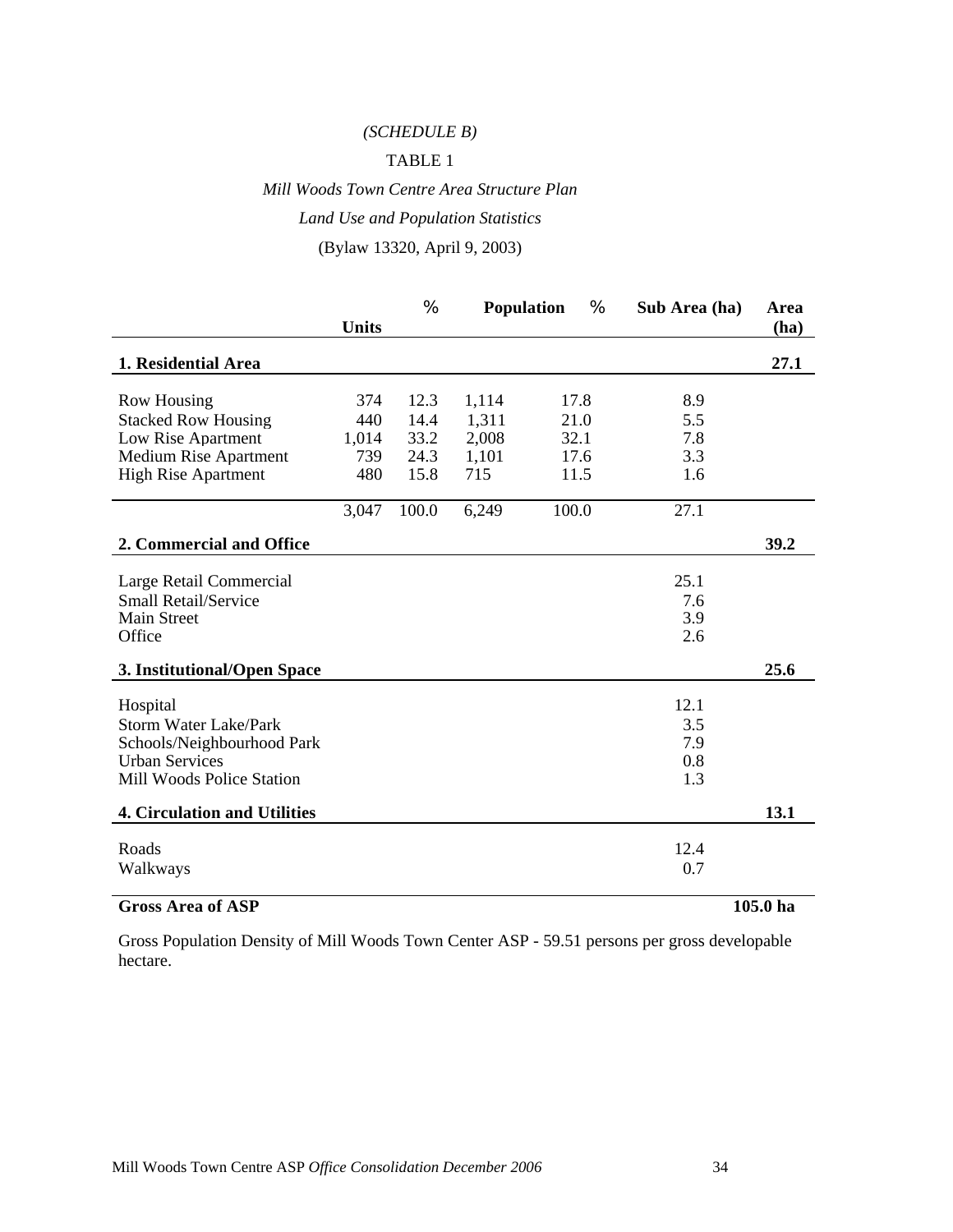*(SCHEDULE B)*

TABLE 1

*Mill Woods Town Centre Area Structure Plan*

*Land Use and Population Statistics*

(Bylaw 13320, April 9, 2003)

| | Units | % | Population | % | Sub Area (ha) | Area (ha) |
|---|---|---|---|---|---|---|
| **1. Residential Area** | | | | | | **27.1** |
| Row Housing | 374 | 12.3 | 1,114 | 17.8 | 8.9 | |
| Stacked Row Housing | 440 | 14.4 | 1,311 | 21.0 | 5.5 | |
| Low Rise Apartment | 1,014 | 33.2 | 2,008 | 32.1 | 7.8 | |
| Medium Rise Apartment | 739 | 24.3 | 1,101 | 17.6 | 3.3 | |
| High Rise Apartment | 480 | 15.8 | 715 | 11.5 | 1.6 | |
| | 3,047 | 100.0 | 6,249 | 100.0 | 27.1 | |
| **2. Commercial and Office** | | | | | | **39.2** |
| Large Retail Commercial | | | | | 25.1 | |
| Small Retail/Service | | | | | 7.6 | |
| Main Street | | | | | 3.9 | |
| Office | | | | | 2.6 | |
| **3. Institutional/Open Space** | | | | | | **25.6** |
| Hospital | | | | | 12.1 | |
| Storm Water Lake/Park | | | | | 3.5 | |
| Schools/Neighbourhood Park | | | | | 7.9 | |
| Urban Services | | | | | 0.8 | |
| Mill Woods Police Station | | | | | 1.3 | |
| **4. Circulation and Utilities** | | | | | | **13.1** |
| Roads | | | | | 12.4 | |
| Walkways | | | | | 0.7 | |
| **Gross Area of ASP** | | | | | | **105.0 ha** |

Gross Population Density of Mill Woods Town Center ASP - 59.51 persons per gross developable hectare.